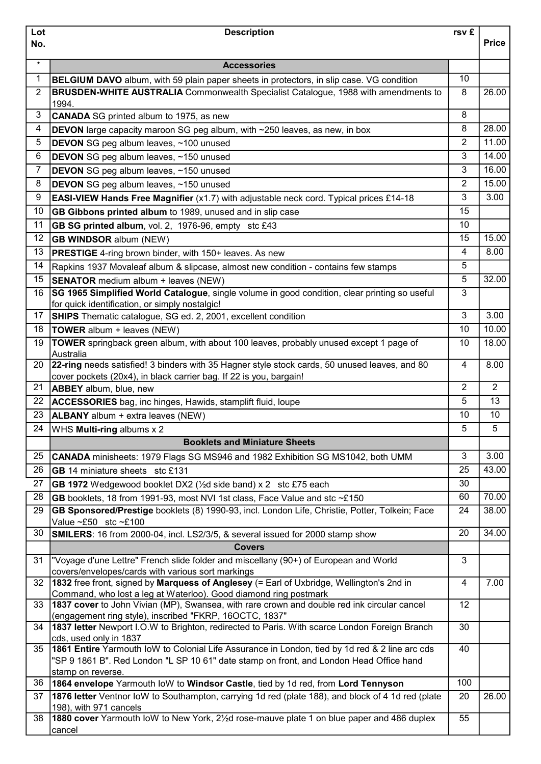| Lot No. | Description | rsv £ | Price |
|---|---|---|---|
| * | **Accessories** | | |
| 1 | **BELGIUM DAVO** album, with 59 plain paper sheets in protectors, in slip case. VG condition | 10 | |
| 2 | **BRUSDEN-WHITE AUSTRALIA** Commonwealth Specialist Catalogue, 1988 with amendments to 1994. | 8 | 26.00 |
| 3 | **CANADA** SG printed album to 1975, as new | 8 | |
| 4 | **DEVON** large capacity maroon SG peg album, with ~250 leaves, as new, in box | 8 | 28.00 |
| 5 | **DEVON** SG peg album leaves, ~100 unused | 2 | 11.00 |
| 6 | **DEVON** SG peg album leaves, ~150 unused | 3 | 14.00 |
| 7 | **DEVON** SG peg album leaves, ~150 unused | 3 | 16.00 |
| 8 | **DEVON** SG peg album leaves, ~150 unused | 2 | 15.00 |
| 9 | **EASI-VIEW Hands Free Magnifier** (x1.7) with adjustable neck cord. Typical prices £14-18 | 3 | 3.00 |
| 10 | **GB Gibbons printed album** to 1989, unused and in slip case | 15 | |
| 11 | **GB SG printed album**, vol. 2, 1976-96, empty stc £43 | 10 | |
| 12 | **GB WINDSOR** album (NEW) | 15 | 15.00 |
| 13 | **PRESTIGE** 4-ring brown binder, with 150+ leaves. As new | 4 | 8.00 |
| 14 | Rapkins 1937 Movaleaf album & slipcase, almost new condition - contains few stamps | 5 | |
| 15 | **SENATOR** medium album + leaves (NEW) | 5 | 32.00 |
| 16 | **SG 1965 Simplified World Catalogue**, single volume in good condition, clear printing so useful for quick identification, or simply nostalgic! | 3 | |
| 17 | **SHIPS** Thematic catalogue, SG ed. 2, 2001, excellent condition | 3 | 3.00 |
| 18 | **TOWER** album + leaves (NEW) | 10 | 10.00 |
| 19 | **TOWER** springback green album, with about 100 leaves, probably unused except 1 page of Australia | 10 | 18.00 |
| 20 | **22-ring** needs satisfied! 3 binders with 35 Hagner style stock cards, 50 unused leaves, and 80 cover pockets (20x4), in black carrier bag. If 22 is you, bargain! | 4 | 8.00 |
| 21 | **ABBEY** album, blue, new | 2 | 2 |
| 22 | **ACCESSORIES** bag, inc hinges, Hawids, stamplift fluid, loupe | 5 | 13 |
| 23 | **ALBANY** album + extra leaves (NEW) | 10 | 10 |
| 24 | WHS **Multi-ring** albums x 2 | 5 | 5 |
| | **Booklets and Miniature Sheets** | | |
| 25 | **CANADA** minisheets: 1979 Flags SG MS946 and 1982 Exhibition SG MS1042, both UMM | 3 | 3.00 |
| 26 | **GB** 14 miniature sheets stc £131 | 25 | 43.00 |
| 27 | **GB 1972** Wedgewood booklet DX2 (½d side band) x 2 stc £75 each | 30 | |
| 28 | **GB** booklets, 18 from 1991-93, most NVI 1st class, Face Value and stc ~£150 | 60 | 70.00 |
| 29 | **GB Sponsored/Prestige** booklets (8) 1990-93, incl. London Life, Christie, Potter, Tolkein; Face Value ~£50 stc ~£100 | 24 | 38.00 |
| 30 | **SMILERS**: 16 from 2000-04, incl. LS2/3/5, & several issued for 2000 stamp show | 20 | 34.00 |
| | **Covers** | | |
| 31 | "Voyage d'une Lettre" French slide folder and miscellany (90+) of European and World covers/envelopes/cards with various sort markings | 3 | |
| 32 | **1832** free front, signed by **Marquess of Anglesey** (= Earl of Uxbridge, Wellington's 2nd in Command, who lost a leg at Waterloo). Good diamond ring postmark | 4 | 7.00 |
| 33 | **1837 cover** to John Vivian (MP), Swansea, with rare crown and double red ink circular cancel (engagement ring style), inscribed "FKRP, 16OCTC, 1837" | 12 | |
| 34 | **1837 letter** Newport I.O.W to Brighton, redirected to Paris. With scarce London Foreign Branch cds, used only in 1837 | 30 | |
| 35 | **1861 Entire** Yarmouth IoW to Colonial Life Assurance in London, tied by 1d red & 2 line arc cds "SP 9 1861 B". Red London "L SP 10 61" date stamp on front, and London Head Office hand stamp on reverse. | 40 | |
| 36 | **1864 envelope** Yarmouth IoW to **Windsor Castle**, tied by 1d red, from **Lord Tennyson** | 100 | |
| 37 | **1876 letter** Ventnor IoW to Southampton, carrying 1d red (plate 188), and block of 4 1d red (plate 198), with 971 cancels | 20 | 26.00 |
| 38 | **1880 cover** Yarmouth IoW to New York, 2½d rose-mauve plate 1 on blue paper and 486 duplex cancel | 55 | |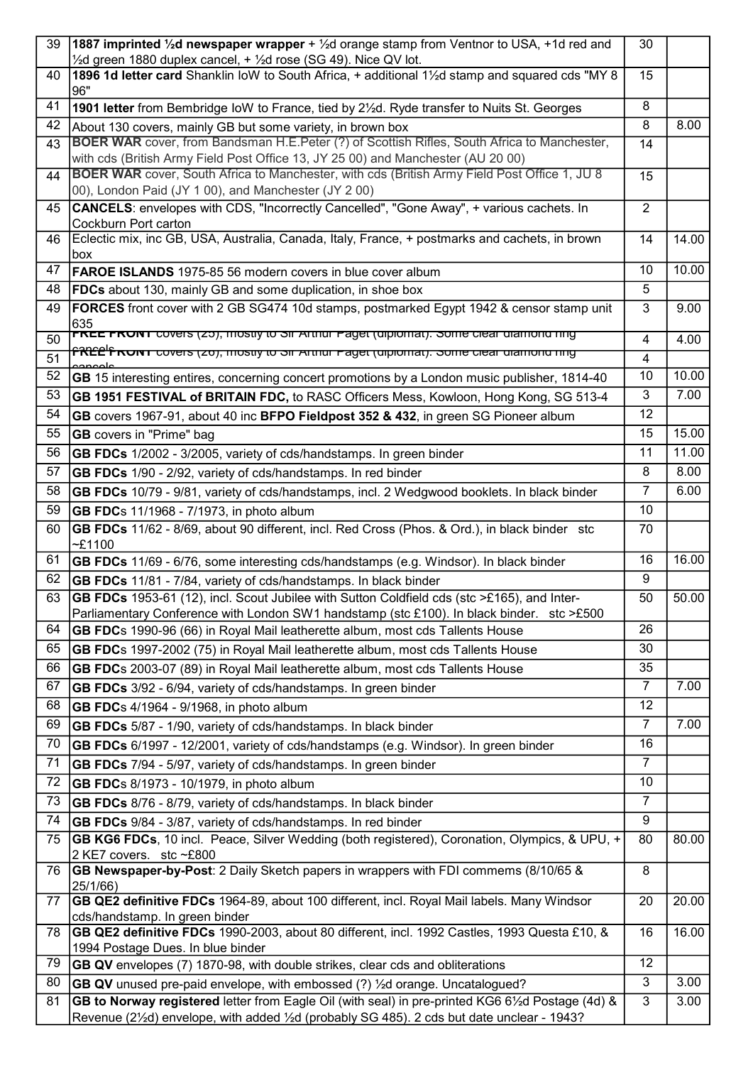| | | | |
|---|---|---|---|
| 39 | **1887 imprinted ½d newspaper wrapper** + ½d orange stamp from Ventnor to USA, +1d red and ½d green 1880 duplex cancel, + ½d rose (SG 49). Nice QV lot. | 30 | |
| 40 | **1896 1d letter card** Shanklin IoW to South Africa, + additional 1½d stamp and squared cds "MY 8 96" | 15 | |
| 41 | **1901 letter** from Bembridge IoW to France, tied by 2½d. Ryde transfer to Nuits St. Georges | 8 | |
| 42 | About 130 covers, mainly GB but some variety, in brown box | 8 | 8.00 |
| 43 | **BOER WAR** cover, from Bandsman H.E.Peter (?) of Scottish Rifles, South Africa to Manchester, with cds (British Army Field Post Office 13, JY 25 00) and Manchester (AU 20 00) | 14 | |
| 44 | **BOER WAR** cover, South Africa to Manchester, with cds (British Army Field Post Office 1, JU 8 00), London Paid (JY 1 00), and Manchester (JY 2 00) | 15 | |
| 45 | **CANCELS**: envelopes with CDS, "Incorrectly Cancelled", "Gone Away", + various cachets. In Cockburn Port carton | 2 | |
| 46 | Eclectic mix, inc GB, USA, Australia, Canada, Italy, France, + postmarks and cachets, in brown box | 14 | 14.00 |
| 47 | **FAROE ISLANDS** 1975-85 56 modern covers in blue cover album | 10 | 10.00 |
| 48 | **FDCs** about 130, mainly GB and some duplication, in shoe box | 5 | |
| 49 | **FORCES** front cover with 2 GB SG474 10d stamps, postmarked Egypt 1942 & censor stamp unit 635 | 3 | 9.00 |
| 50 | **FREE FRONT** covers (25), mostly to Sir Arthur Paget (diplomat). Some clear diamond ring cancels | 4 | 4.00 |
| 51 | **FREE FRONT** covers (26), mostly to Sir Arthur Paget (diplomat). Some clear diamond ring cancels | 4 | |
| 52 | **GB** 15 interesting entires, concerning concert promotions by a London music publisher, 1814-40 | 10 | 10.00 |
| 53 | **GB 1951 FESTIVAL of BRITAIN FDC,** to RASC Officers Mess, Kowloon, Hong Kong, SG 513-4 | 3 | 7.00 |
| 54 | **GB** covers 1967-91, about 40 inc **BFPO Fieldpost 352 & 432**, in green SG Pioneer album | 12 | |
| 55 | **GB** covers in "Prime" bag | 15 | 15.00 |
| 56 | **GB FDCs** 1/2002 - 3/2005, variety of cds/handstamps. In green binder | 11 | 11.00 |
| 57 | **GB FDCs** 1/90 - 2/92, variety of cds/handstamps. In red binder | 8 | 8.00 |
| 58 | **GB FDCs** 10/79 - 9/81, variety of cds/handstamps, incl. 2 Wedgwood booklets. In black binder | 7 | 6.00 |
| 59 | **GB FDC**s 11/1968 - 7/1973, in photo album | 10 | |
| 60 | **GB FDCs** 11/62 - 8/69, about 90 different, incl. Red Cross (Phos. & Ord.), in black binder stc ~£1100 | 70 | |
| 61 | **GB FDCs** 11/69 - 6/76, some interesting cds/handstamps (e.g. Windsor). In black binder | 16 | 16.00 |
| 62 | **GB FDCs** 11/81 - 7/84, variety of cds/handstamps. In black binder | 9 | |
| 63 | **GB FDCs** 1953-61 (12), incl. Scout Jubilee with Sutton Coldfield cds (stc >£165), and Inter-Parliamentary Conference with London SW1 handstamp (stc £100). In black binder. stc >£500 | 50 | 50.00 |
| 64 | **GB FDC**s 1990-96 (66) in Royal Mail leatherette album, most cds Tallents House | 26 | |
| 65 | **GB FDC**s 1997-2002 (75) in Royal Mail leatherette album, most cds Tallents House | 30 | |
| 66 | **GB FDC**s 2003-07 (89) in Royal Mail leatherette album, most cds Tallents House | 35 | |
| 67 | **GB FDCs** 3/92 - 6/94, variety of cds/handstamps. In green binder | 7 | 7.00 |
| 68 | **GB FDC**s 4/1964 - 9/1968, in photo album | 12 | |
| 69 | **GB FDCs** 5/87 - 1/90, variety of cds/handstamps. In black binder | 7 | 7.00 |
| 70 | **GB FDCs** 6/1997 - 12/2001, variety of cds/handstamps (e.g. Windsor). In green binder | 16 | |
| 71 | **GB FDCs** 7/94 - 5/97, variety of cds/handstamps. In green binder | 7 | |
| 72 | **GB FDC**s 8/1973 - 10/1979, in photo album | 10 | |
| 73 | **GB FDCs** 8/76 - 8/79, variety of cds/handstamps. In black binder | 7 | |
| 74 | **GB FDCs** 9/84 - 3/87, variety of cds/handstamps. In red binder | 9 | |
| 75 | **GB KG6 FDCs**, 10 incl. Peace, Silver Wedding (both registered), Coronation, Olympics, & UPU, + 2 KE7 covers. stc ~£800 | 80 | 80.00 |
| 76 | **GB Newspaper-by-Post**: 2 Daily Sketch papers in wrappers with FDI commems (8/10/65 & 25/1/66) | 8 | |
| 77 | **GB QE2 definitive FDCs** 1964-89, about 100 different, incl. Royal Mail labels. Many Windsor cds/handstamp. In green binder | 20 | 20.00 |
| 78 | **GB QE2 definitive FDCs** 1990-2003, about 80 different, incl. 1992 Castles, 1993 Questa £10, & 1994 Postage Dues. In blue binder | 16 | 16.00 |
| 79 | **GB QV** envelopes (7) 1870-98, with double strikes, clear cds and obliterations | 12 | |
| 80 | **GB QV** unused pre-paid envelope, with embossed (?) ½d orange. Uncatalogued? | 3 | 3.00 |
| 81 | **GB to Norway registered** letter from Eagle Oil (with seal) in pre-printed KG6 6½d Postage (4d) & Revenue (2½d) envelope, with added ½d (probably SG 485). 2 cds but date unclear - 1943? | 3 | 3.00 |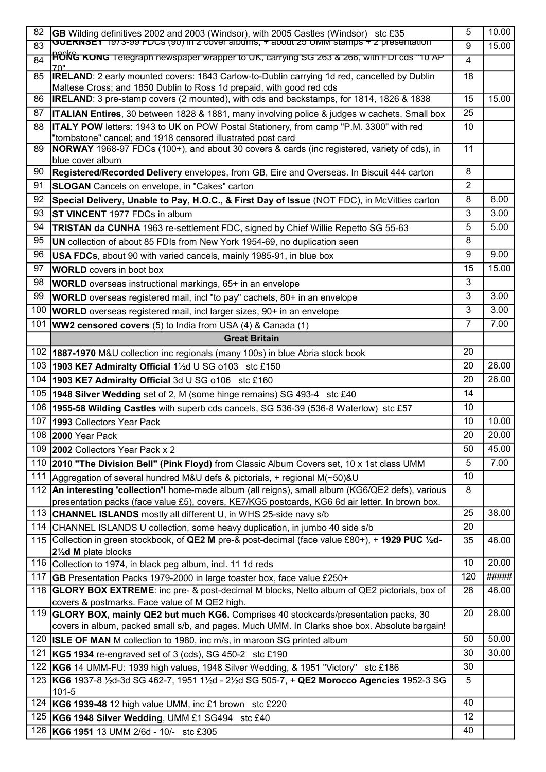| | | | |
|---|---|---|---|
| 82 | **GB** Wilding definitives 2002 and 2003 (Windsor), with 2005 Castles (Windsor) stc £35 | 5 | 10.00 |
| 83 | **GUERNSEY** 1973-99 FDCs (90) in 2 cover albums, + about 25 UMM stamps + 2 presentation packs | 9 | 15.00 |
| 84 | **HONG KONG** Telegraph newspaper wrapper to UK, carrying SG 263 & 266, with FDI cds "10 AP 70" | 4 | |
| 85 | **IRELAND**: 2 early mounted covers: 1843 Carlow-to-Dublin carrying 1d red, cancelled by Dublin Maltese Cross; and 1850 Dublin to Ross 1d prepaid, with good red cds | 18 | |
| 86 | **IRELAND**: 3 pre-stamp covers (2 mounted), with cds and backstamps, for 1814, 1826 & 1838 | 15 | 15.00 |
| 87 | **ITALIAN Entires**, 30 between 1828 & 1881, many involving police & judges w cachets. Small box | 25 | |
| 88 | **ITALY POW** letters: 1943 to UK on POW Postal Stationery, from camp "P.M. 3300" with red "tombstone" cancel; and 1918 censored illustrated post card | 10 | |
| 89 | **NORWAY** 1968-97 FDCs (100+), and about 30 covers & cards (inc registered, variety of cds), in blue cover album | 11 | |
| 90 | **Registered/Recorded Delivery** envelopes, from GB, Eire and Overseas. In Biscuit 444 carton | 8 | |
| 91 | **SLOGAN** Cancels on envelope, in "Cakes" carton | 2 | |
| 92 | **Special Delivery, Unable to Pay, H.O.C., & First Day of Issue** (NOT FDC), in McVitties carton | 8 | 8.00 |
| 93 | **ST VINCENT** 1977 FDCs in album | 3 | 3.00 |
| 94 | **TRISTAN da CUNHA** 1963 re-settlement FDC, signed by Chief Willie Repetto SG 55-63 | 5 | 5.00 |
| 95 | **UN** collection of about 85 FDIs from New York 1954-69, no duplication seen | 8 | |
| 96 | **USA FDCs**, about 90 with varied cancels, mainly 1985-91, in blue box | 9 | 9.00 |
| 97 | **WORLD** covers in boot box | 15 | 15.00 |
| 98 | **WORLD** overseas instructional markings, 65+ in an envelope | 3 | |
| 99 | **WORLD** overseas registered mail, incl "to pay" cachets, 80+ in an envelope | 3 | 3.00 |
| 100 | **WORLD** overseas registered mail, incl larger sizes, 90+ in an envelope | 3 | 3.00 |
| 101 | **WW2 censored covers** (5) to India from USA (4) & Canada (1) | 7 | 7.00 |
| | **Great Britain** | | |
| 102 | **1887-1970** M&U collection inc regionals (many 100s) in blue Abria stock book | 20 | |
| 103 | **1903 KE7 Admiralty Official** 1½d U SG o103 stc £150 | 20 | 26.00 |
| 104 | **1903 KE7 Admiralty Official** 3d U SG o106 stc £160 | 20 | 26.00 |
| 105 | **1948 Silver Wedding** set of 2, M (some hinge remains) SG 493-4 stc £40 | 14 | |
| 106 | **1955-58 Wilding Castles** with superb cds cancels, SG 536-39 (536-8 Waterlow) stc £57 | 10 | |
| 107 | **1993** Collectors Year Pack | 10 | 10.00 |
| 108 | **2000** Year Pack | 20 | 20.00 |
| 109 | **2002** Collectors Year Pack x 2 | 50 | 45.00 |
| 110 | **2010 "The Division Bell" (Pink Floyd)** from Classic Album Covers set, 10 x 1st class UMM | 5 | 7.00 |
| 111 | Aggregation of several hundred M&U defs & pictorials, + regional M(~50)&U | 10 | |
| 112 | **An interesting 'collection'!** home-made album (all reigns), small album (KG6/QE2 defs), various presentation packs (face value £5), covers, KE7/KG5 postcards, KG6 6d air letter. In brown box. | 8 | |
| 113 | **CHANNEL ISLANDS** mostly all different U, in WHS 25-side navy s/b | 25 | 38.00 |
| 114 | CHANNEL ISLANDS U collection, some heavy duplication, in jumbo 40 side s/b | 20 | |
| 115 | Collection in green stockbook, of **QE2 M** pre-& post-decimal (face value £80+), + **1929 PUC ½d-2½d M** plate blocks | 35 | 46.00 |
| 116 | Collection to 1974, in black peg album, incl. 11 1d reds | 10 | 20.00 |
| 117 | **GB** Presentation Packs 1979-2000 in large toaster box, face value £250+ | 120 | ##### |
| 118 | **GLORY BOX EXTREME**: inc pre- & post-decimal M blocks, Netto album of QE2 pictorials, box of covers & postmarks. Face value of M QE2 high. | 28 | 46.00 |
| 119 | **GLORY BOX, mainly QE2 but much KG6.** Comprises 40 stockcards/presentation packs, 30 covers in album, packed small s/b, and pages. Much UMM. In Clarks shoe box. Absolute bargain! | 20 | 28.00 |
| 120 | **ISLE OF MAN** M collection to 1980, inc m/s, in maroon SG printed album | 50 | 50.00 |
| 121 | **KG5 1934** re-engraved set of 3 (cds), SG 450-2 stc £190 | 30 | 30.00 |
| 122 | **KG6** 14 UMM-FU: 1939 high values, 1948 Silver Wedding, & 1951 "Victory" stc £186 | 30 | |
| 123 | **KG6** 1937-8 ½d-3d SG 462-7, 1951 1½d - 2½d SG 505-7, + **QE2 Morocco Agencies** 1952-3 SG 101-5 | 5 | |
| 124 | **KG6 1939-48** 12 high value UMM, inc £1 brown stc £220 | 40 | |
| 125 | **KG6 1948 Silver Wedding**, UMM £1 SG494 stc £40 | 12 | |
| 126 | **KG6 1951** 13 UMM 2/6d - 10/- stc £305 | 40 | |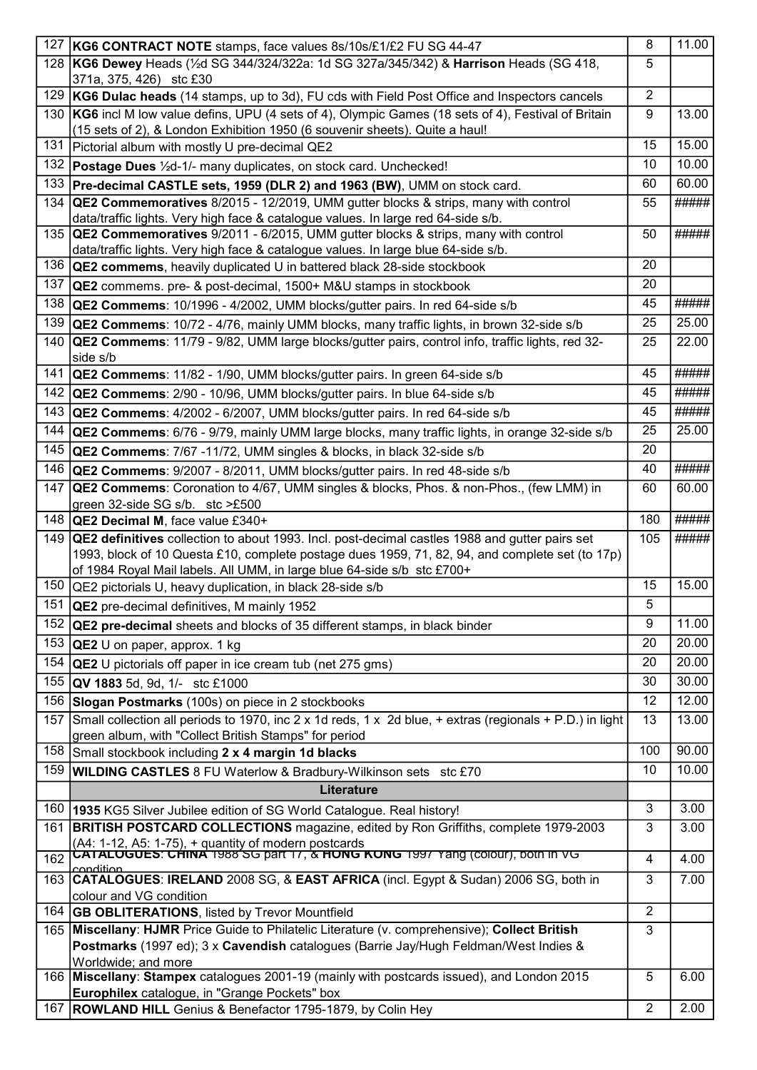| | | | |
|---|---|---|---|
| 127 | **KG6 CONTRACT NOTE** stamps, face values 8s/10s/£1/£2 FU SG 44-47 | 8 | 11.00 |
| 128 | **KG6 Dewey** Heads (½d SG 344/324/322a: 1d SG 327a/345/342) & **Harrison** Heads (SG 418, 371a, 375, 426) stc £30 | 5 | |
| 129 | **KG6 Dulac heads** (14 stamps, up to 3d), FU cds with Field Post Office and Inspectors cancels | 2 | |
| 130 | **KG6** incl M low value defins, UPU (4 sets of 4), Olympic Games (18 sets of 4), Festival of Britain (15 sets of 2), & London Exhibition 1950 (6 souvenir sheets). Quite a haul! | 9 | 13.00 |
| 131 | Pictorial album with mostly U pre-decimal QE2 | 15 | 15.00 |
| 132 | **Postage Dues** ½d-1/- many duplicates, on stock card. Unchecked! | 10 | 10.00 |
| 133 | **Pre-decimal CASTLE sets, 1959 (DLR 2) and 1963 (BW)**, UMM on stock card. | 60 | 60.00 |
| 134 | **QE2 Commemoratives** 8/2015 - 12/2019, UMM gutter blocks & strips, many with control data/traffic lights. Very high face & catalogue values. In large red 64-side s/b. | 55 | ##### |
| 135 | **QE2 Commemoratives** 9/2011 - 6/2015, UMM gutter blocks & strips, many with control data/traffic lights. Very high face & catalogue values. In large blue 64-side s/b. | 50 | ##### |
| 136 | **QE2 commems**, heavily duplicated U in battered black 28-side stockbook | 20 | |
| 137 | **QE2** commems. pre- & post-decimal, 1500+ M&U stamps in stockbook | 20 | |
| 138 | **QE2 Commems**: 10/1996 - 4/2002, UMM blocks/gutter pairs. In red 64-side s/b | 45 | ##### |
| 139 | **QE2 Commems**: 10/72 - 4/76, mainly UMM blocks, many traffic lights, in brown 32-side s/b | 25 | 25.00 |
| 140 | **QE2 Commems**: 11/79 - 9/82, UMM large blocks/gutter pairs, control info, traffic lights, red 32-side s/b | 25 | 22.00 |
| 141 | **QE2 Commems**: 11/82 - 1/90, UMM blocks/gutter pairs. In green 64-side s/b | 45 | ##### |
| 142 | **QE2 Commems**: 2/90 - 10/96, UMM blocks/gutter pairs. In blue 64-side s/b | 45 | ##### |
| 143 | **QE2 Commems**: 4/2002 - 6/2007, UMM blocks/gutter pairs. In red 64-side s/b | 45 | ##### |
| 144 | **QE2 Commems**: 6/76 - 9/79, mainly UMM large blocks, many traffic lights, in orange 32-side s/b | 25 | 25.00 |
| 145 | **QE2 Commems**: 7/67 -11/72, UMM singles & blocks, in black 32-side s/b | 20 | |
| 146 | **QE2 Commems**: 9/2007 - 8/2011, UMM blocks/gutter pairs. In red 48-side s/b | 40 | ##### |
| 147 | **QE2 Commems**: Coronation to 4/67, UMM singles & blocks, Phos. & non-Phos., (few LMM) in green 32-side SG s/b. stc >£500 | 60 | 60.00 |
| 148 | **QE2 Decimal M**, face value £340+ | 180 | ##### |
| 149 | **QE2 definitives** collection to about 1993. Incl. post-decimal castles 1988 and gutter pairs set 1993, block of 10 Questa £10, complete postage dues 1959, 71, 82, 94, and complete set (to 17p) of 1984 Royal Mail labels. All UMM, in large blue 64-side s/b stc £700+ | 105 | ##### |
| 150 | QE2 pictorials U, heavy duplication, in black 28-side s/b | 15 | 15.00 |
| 151 | **QE2** pre-decimal definitives, M mainly 1952 | 5 | |
| 152 | **QE2 pre-decimal** sheets and blocks of 35 different stamps, in black binder | 9 | 11.00 |
| 153 | **QE2** U on paper, approx. 1 kg | 20 | 20.00 |
| 154 | **QE2** U pictorials off paper in ice cream tub (net 275 gms) | 20 | 20.00 |
| 155 | **QV 1883** 5d, 9d, 1/- stc £1000 | 30 | 30.00 |
| 156 | **Slogan Postmarks** (100s) on piece in 2 stockbooks | 12 | 12.00 |
| 157 | Small collection all periods to 1970, inc 2 x 1d reds, 1 x 2d blue, + extras (regionals + P.D.) in light green album, with "Collect British Stamps" for period | 13 | 13.00 |
| 158 | Small stockbook including **2 x 4 margin 1d blacks** | 100 | 90.00 |
| 159 | **WILDING CASTLES** 8 FU Waterlow & Bradbury-Wilkinson sets stc £70 | 10 | 10.00 |
| | **Literature** | | |
| 160 | **1935** KG5 Silver Jubilee edition of SG World Catalogue. Real history! | 3 | 3.00 |
| 161 | **BRITISH POSTCARD COLLECTIONS** magazine, edited by Ron Griffiths, complete 1979-2003 (A4: 1-12, A5: 1-75), + quantity of modern postcards | 3 | 3.00 |
| 162 | **CATALOGUES**: **CHINA** 1988 SG part 17, & **HONG KONG** 1997 Yang (colour), both in VG condition | 4 | 4.00 |
| 163 | **CATALOGUES**: **IRELAND** 2008 SG, & **EAST AFRICA** (incl. Egypt & Sudan) 2006 SG, both in colour and VG condition | 3 | 7.00 |
| 164 | **GB OBLITERATIONS**, listed by Trevor Mountfield | 2 | |
| 165 | **Miscellany**: **HJMR** Price Guide to Philatelic Literature (v. comprehensive); **Collect British Postmarks** (1997 ed); 3 x **Cavendish** catalogues (Barrie Jay/Hugh Feldman/West Indies & Worldwide; and more | 3 | |
| 166 | **Miscellany**: **Stampex** catalogues 2001-19 (mainly with postcards issued), and London 2015 **Europhilex** catalogue, in "Grange Pockets" box | 5 | 6.00 |
| 167 | **ROWLAND HILL** Genius & Benefactor 1795-1879, by Colin Hey | 2 | 2.00 |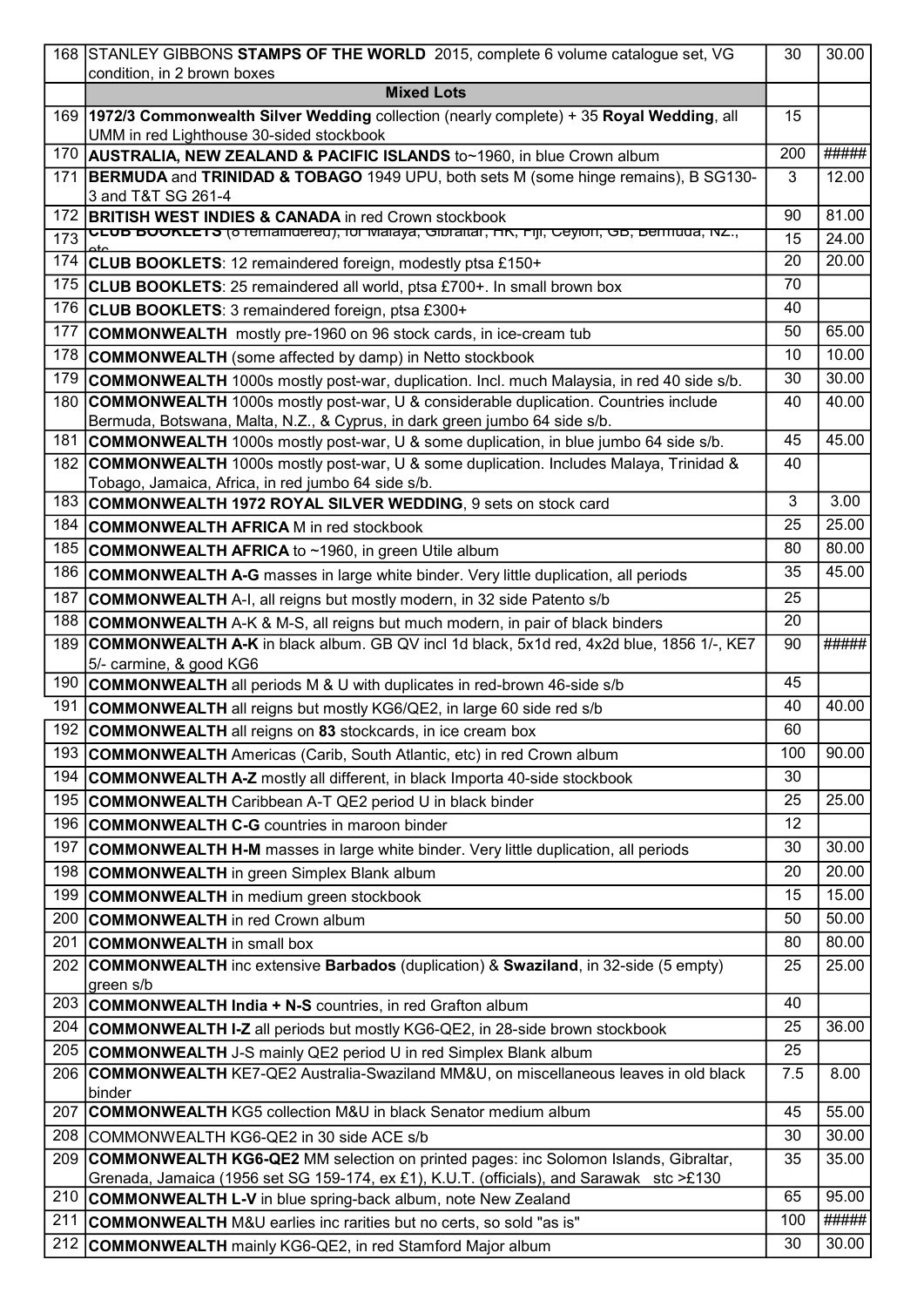| | | | |
|---|---|---|---|
| 168 | STANLEY GIBBONS **STAMPS OF THE WORLD** 2015, complete 6 volume catalogue set, VG condition, in 2 brown boxes | 30 | 30.00 |
| | **Mixed Lots** | | |
| 169 | **1972/3 Commonwealth Silver Wedding** collection (nearly complete) + 35 **Royal Wedding**, all UMM in red Lighthouse 30-sided stockbook | 15 | |
| 170 | **AUSTRALIA, NEW ZEALAND & PACIFIC ISLANDS** to~1960, in blue Crown album | 200 | ##### |
| 171 | **BERMUDA** and **TRINIDAD & TOBAGO** 1949 UPU, both sets M (some hinge remains), B SG130-3 and T&T SG 261-4 | 3 | 12.00 |
| 172 | **BRITISH WEST INDIES & CANADA** in red Crown stockbook | 90 | 81.00 |
| 173 | **CLUB BOOKLETS** (8 remaindered), for Malaya, Gibraltar, HK, Fiji, Ceylon, GB, Bermuda, NZ., etc | 15 | 24.00 |
| 174 | **CLUB BOOKLETS**: 12 remaindered foreign, modestly ptsa £150+ | 20 | 20.00 |
| 175 | **CLUB BOOKLETS**: 25 remaindered all world, ptsa £700+. In small brown box | 70 | |
| 176 | **CLUB BOOKLETS**: 3 remaindered foreign, ptsa £300+ | 40 | |
| 177 | **COMMONWEALTH** mostly pre-1960 on 96 stock cards, in ice-cream tub | 50 | 65.00 |
| 178 | **COMMONWEALTH** (some affected by damp) in Netto stockbook | 10 | 10.00 |
| 179 | **COMMONWEALTH** 1000s mostly post-war, duplication. Incl. much Malaysia, in red 40 side s/b. | 30 | 30.00 |
| 180 | **COMMONWEALTH** 1000s mostly post-war, U & considerable duplication. Countries include Bermuda, Botswana, Malta, N.Z., & Cyprus, in dark green jumbo 64 side s/b. | 40 | 40.00 |
| 181 | **COMMONWEALTH** 1000s mostly post-war, U & some duplication, in blue jumbo 64 side s/b. | 45 | 45.00 |
| 182 | **COMMONWEALTH** 1000s mostly post-war, U & some duplication. Includes Malaya, Trinidad & Tobago, Jamaica, Africa, in red jumbo 64 side s/b. | 40 | |
| 183 | **COMMONWEALTH 1972 ROYAL SILVER WEDDING**, 9 sets on stock card | 3 | 3.00 |
| 184 | **COMMONWEALTH AFRICA** M in red stockbook | 25 | 25.00 |
| 185 | **COMMONWEALTH AFRICA** to ~1960, in green Utile album | 80 | 80.00 |
| 186 | **COMMONWEALTH A-G** masses in large white binder. Very little duplication, all periods | 35 | 45.00 |
| 187 | **COMMONWEALTH** A-I, all reigns but mostly modern, in 32 side Patento s/b | 25 | |
| 188 | **COMMONWEALTH** A-K & M-S, all reigns but much modern, in pair of black binders | 20 | |
| 189 | **COMMONWEALTH A-K** in black album. GB QV incl 1d black, 5x1d red, 4x2d blue, 1856 1/-, KE7 5/- carmine, & good KG6 | 90 | ##### |
| 190 | **COMMONWEALTH** all periods M & U with duplicates in red-brown 46-side s/b | 45 | |
| 191 | **COMMONWEALTH** all reigns but mostly KG6/QE2, in large 60 side red s/b | 40 | 40.00 |
| 192 | **COMMONWEALTH** all reigns on **83** stockcards, in ice cream box | 60 | |
| 193 | **COMMONWEALTH** Americas (Carib, South Atlantic, etc) in red Crown album | 100 | 90.00 |
| 194 | **COMMONWEALTH A-Z** mostly all different, in black Importa 40-side stockbook | 30 | |
| 195 | **COMMONWEALTH** Caribbean A-T QE2 period U in black binder | 25 | 25.00 |
| 196 | **COMMONWEALTH C-G** countries in maroon binder | 12 | |
| 197 | **COMMONWEALTH H-M** masses in large white binder. Very little duplication, all periods | 30 | 30.00 |
| 198 | **COMMONWEALTH** in green Simplex Blank album | 20 | 20.00 |
| 199 | **COMMONWEALTH** in medium green stockbook | 15 | 15.00 |
| 200 | **COMMONWEALTH** in red Crown album | 50 | 50.00 |
| 201 | **COMMONWEALTH** in small box | 80 | 80.00 |
| 202 | **COMMONWEALTH** inc extensive **Barbados** (duplication) & **Swaziland**, in 32-side (5 empty) green s/b | 25 | 25.00 |
| 203 | **COMMONWEALTH India + N-S** countries, in red Grafton album | 40 | |
| 204 | **COMMONWEALTH I-Z** all periods but mostly KG6-QE2, in 28-side brown stockbook | 25 | 36.00 |
| 205 | **COMMONWEALTH** J-S mainly QE2 period U in red Simplex Blank album | 25 | |
| 206 | **COMMONWEALTH** KE7-QE2 Australia-Swaziland MM&U, on miscellaneous leaves in old black binder | 7.5 | 8.00 |
| 207 | **COMMONWEALTH** KG5 collection M&U in black Senator medium album | 45 | 55.00 |
| 208 | COMMONWEALTH KG6-QE2 in 30 side ACE s/b | 30 | 30.00 |
| 209 | **COMMONWEALTH KG6-QE2** MM selection on printed pages: inc Solomon Islands, Gibraltar, Grenada, Jamaica (1956 set SG 159-174, ex £1), K.U.T. (officials), and Sarawak stc >£130 | 35 | 35.00 |
| 210 | **COMMONWEALTH L-V** in blue spring-back album, note New Zealand | 65 | 95.00 |
| 211 | **COMMONWEALTH** M&U earlies inc rarities but no certs, so sold "as is" | 100 | ##### |
| 212 | **COMMONWEALTH** mainly KG6-QE2, in red Stamford Major album | 30 | 30.00 |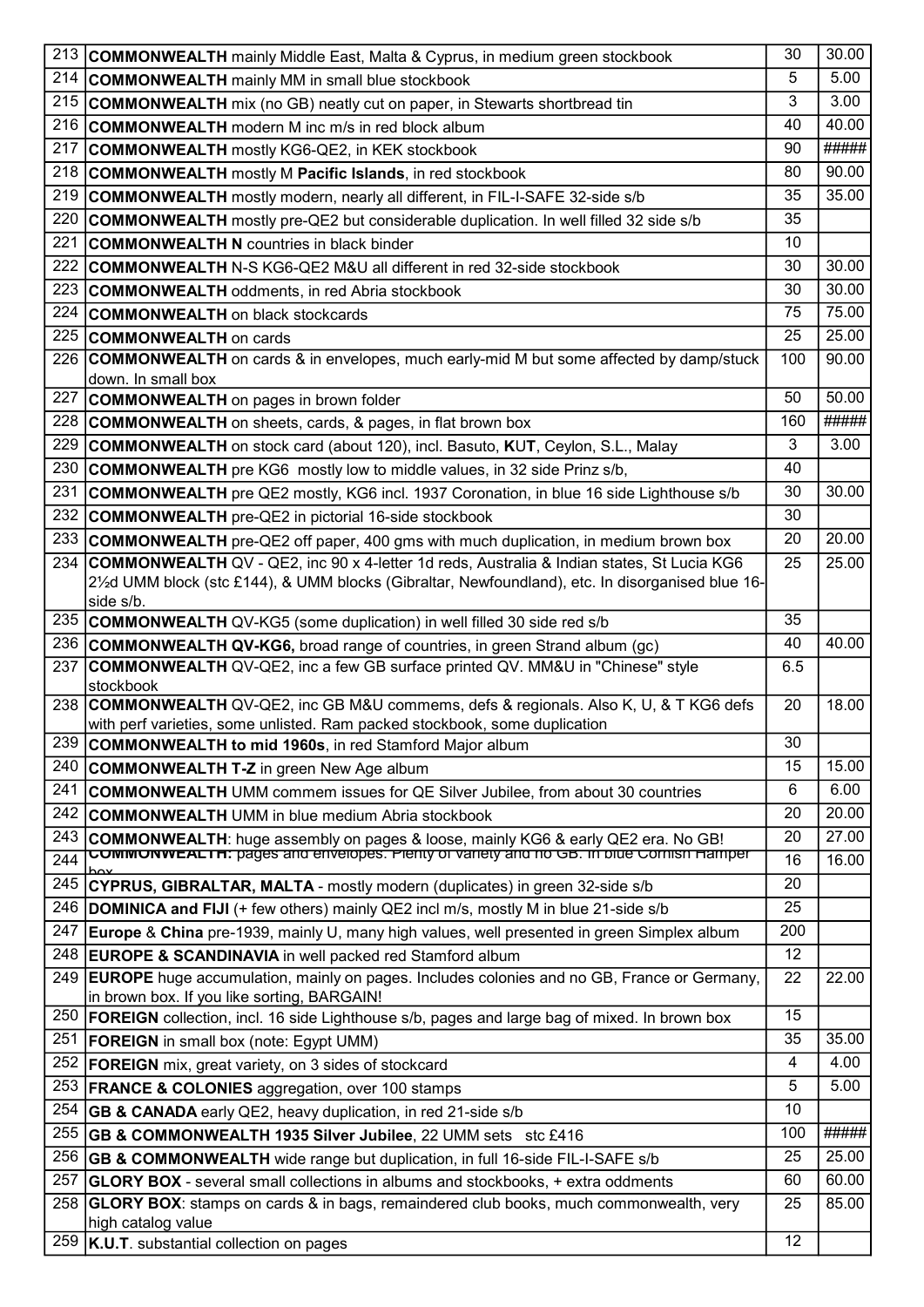| | | | |
|---|---|---|---|
| 213 | **COMMONWEALTH** mainly Middle East, Malta & Cyprus, in medium green stockbook | 30 | 30.00 |
| 214 | **COMMONWEALTH** mainly MM in small blue stockbook | 5 | 5.00 |
| 215 | **COMMONWEALTH** mix (no GB) neatly cut on paper, in Stewarts shortbread tin | 3 | 3.00 |
| 216 | **COMMONWEALTH** modern M inc m/s in red block album | 40 | 40.00 |
| 217 | **COMMONWEALTH** mostly KG6-QE2, in KEK stockbook | 90 | ##### |
| 218 | **COMMONWEALTH** mostly M **Pacific Islands**, in red stockbook | 80 | 90.00 |
| 219 | **COMMONWEALTH** mostly modern, nearly all different, in FIL-I-SAFE 32-side s/b | 35 | 35.00 |
| 220 | **COMMONWEALTH** mostly pre-QE2 but considerable duplication. In well filled 32 side s/b | 35 | |
| 221 | **COMMONWEALTH N** countries in black binder | 10 | |
| 222 | **COMMONWEALTH** N-S KG6-QE2 M&U all different in red 32-side stockbook | 30 | 30.00 |
| 223 | **COMMONWEALTH** oddments, in red Abria stockbook | 30 | 30.00 |
| 224 | **COMMONWEALTH** on black stockcards | 75 | 75.00 |
| 225 | **COMMONWEALTH** on cards | 25 | 25.00 |
| 226 | **COMMONWEALTH** on cards & in envelopes, much early-mid M but some affected by damp/stuck down. In small box | 100 | 90.00 |
| 227 | **COMMONWEALTH** on pages in brown folder | 50 | 50.00 |
| 228 | **COMMONWEALTH** on sheets, cards, & pages, in flat brown box | 160 | ##### |
| 229 | **COMMONWEALTH** on stock card (about 120), incl. Basuto, **K**UT, Ceylon, S.L., Malay | 3 | 3.00 |
| 230 | **COMMONWEALTH** pre KG6 mostly low to middle values, in 32 side Prinz s/b, | 40 | |
| 231 | **COMMONWEALTH** pre QE2 mostly, KG6 incl. 1937 Coronation, in blue 16 side Lighthouse s/b | 30 | 30.00 |
| 232 | **COMMONWEALTH** pre-QE2 in pictorial 16-side stockbook | 30 | |
| 233 | **COMMONWEALTH** pre-QE2 off paper, 400 gms with much duplication, in medium brown box | 20 | 20.00 |
| 234 | **COMMONWEALTH** QV - QE2, inc 90 x 4-letter 1d reds, Australia & Indian states, St Lucia KG6 2½d UMM block (stc £144), & UMM blocks (Gibraltar, Newfoundland), etc. In disorganised blue 16-side s/b. | 25 | 25.00 |
| 235 | **COMMONWEALTH** QV-KG5 (some duplication) in well filled 30 side red s/b | 35 | |
| 236 | **COMMONWEALTH QV-KG6,** broad range of countries, in green Strand album (gc) | 40 | 40.00 |
| 237 | **COMMONWEALTH** QV-QE2, inc a few GB surface printed QV. MM&U in "Chinese" style stockbook | 6.5 | |
| 238 | **COMMONWEALTH** QV-QE2, inc GB M&U commems, defs & regionals. Also K, U, & T KG6 defs with perf varieties, some unlisted. Ram packed stockbook, some duplication | 20 | 18.00 |
| 239 | **COMMONWEALTH to mid 1960s**, in red Stamford Major album | 30 | |
| 240 | **COMMONWEALTH T-Z** in green New Age album | 15 | 15.00 |
| 241 | **COMMONWEALTH** UMM commem issues for QE Silver Jubilee, from about 30 countries | 6 | 6.00 |
| 242 | **COMMONWEALTH** UMM in blue medium Abria stockbook | 20 | 20.00 |
| 243 | **COMMONWEALTH**: huge assembly on pages & loose, mainly KG6 & early QE2 era. No GB! | 20 | 27.00 |
| 244 | **COMMONWEALTH**: pages and envelopes. Plenty of variety and no GB. In blue Cornish Hamper box | 16 | 16.00 |
| 245 | **CYPRUS, GIBRALTAR, MALTA** - mostly modern (duplicates) in green 32-side s/b | 20 | |
| 246 | **DOMINICA and FIJI** (+ few others) mainly QE2 incl m/s, mostly M in blue 21-side s/b | 25 | |
| 247 | **Europe** & **China** pre-1939, mainly U, many high values, well presented in green Simplex album | 200 | |
| 248 | **EUROPE & SCANDINAVIA** in well packed red Stamford album | 12 | |
| 249 | **EUROPE** huge accumulation, mainly on pages. Includes colonies and no GB, France or Germany, in brown box. If you like sorting, BARGAIN! | 22 | 22.00 |
| 250 | **FOREIGN** collection, incl. 16 side Lighthouse s/b, pages and large bag of mixed. In brown box | 15 | |
| 251 | **FOREIGN** in small box (note: Egypt UMM) | 35 | 35.00 |
| 252 | **FOREIGN** mix, great variety, on 3 sides of stockcard | 4 | 4.00 |
| 253 | **FRANCE & COLONIES** aggregation, over 100 stamps | 5 | 5.00 |
| 254 | **GB & CANADA** early QE2, heavy duplication, in red 21-side s/b | 10 | |
| 255 | **GB & COMMONWEALTH 1935 Silver Jubilee**, 22 UMM sets stc £416 | 100 | ##### |
| 256 | **GB & COMMONWEALTH** wide range but duplication, in full 16-side FIL-I-SAFE s/b | 25 | 25.00 |
| 257 | **GLORY BOX** - several small collections in albums and stockbooks, + extra oddments | 60 | 60.00 |
| 258 | **GLORY BOX**: stamps on cards & in bags, remaindered club books, much commonwealth, very high catalog value | 25 | 85.00 |
| 259 | **K.U.T**. substantial collection on pages | 12 | |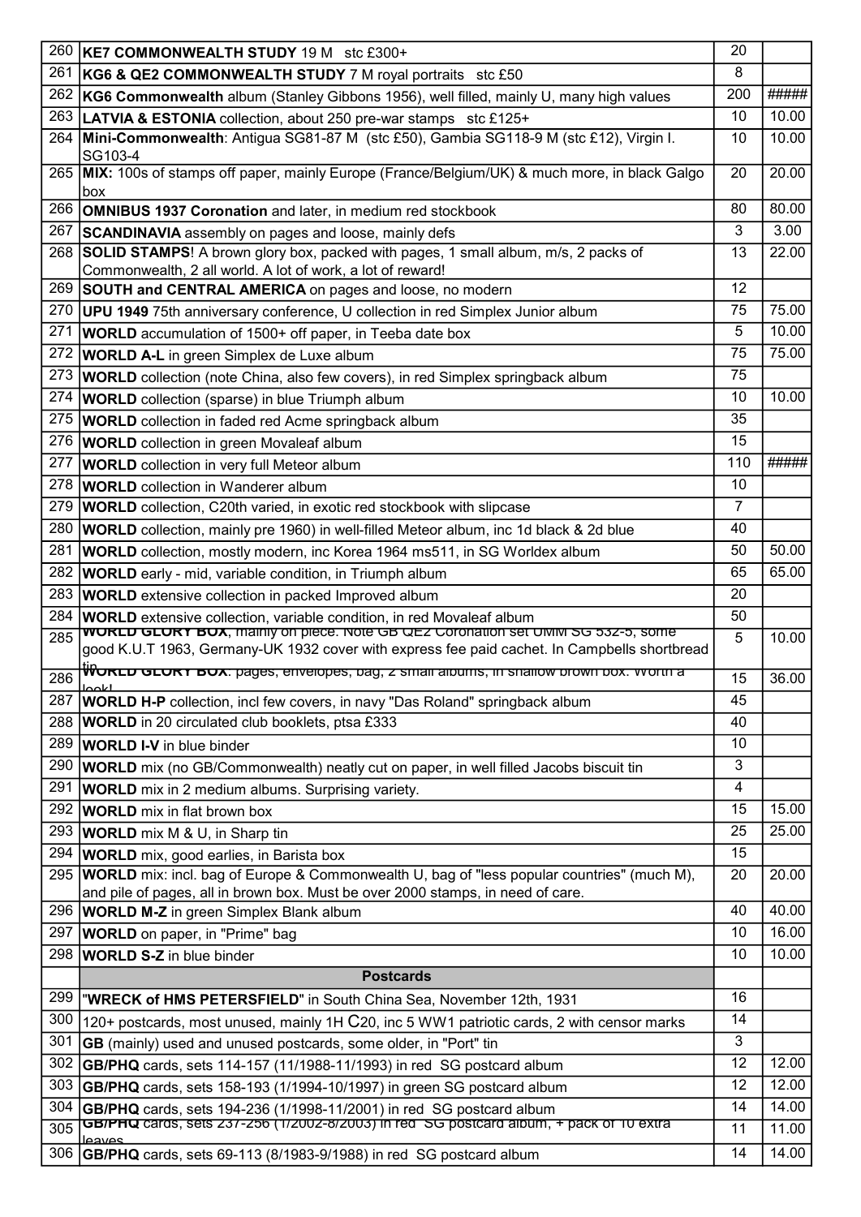| | | | |
|---|---|---|---|
| 260 | **KE7 COMMONWEALTH STUDY** 19 M stc £300+ | 20 | |
| 261 | **KG6 & QE2 COMMONWEALTH STUDY** 7 M royal portraits stc £50 | 8 | |
| 262 | **KG6 Commonwealth** album (Stanley Gibbons 1956), well filled, mainly U, many high values | 200 | ##### |
| 263 | **LATVIA & ESTONIA** collection, about 250 pre-war stamps stc £125+ | 10 | 10.00 |
| 264 | **Mini-Commonwealth**: Antigua SG81-87 M (stc £50), Gambia SG118-9 M (stc £12), Virgin I. SG103-4 | 10 | 10.00 |
| 265 | **MIX:** 100s of stamps off paper, mainly Europe (France/Belgium/UK) & much more, in black Galgo box | 20 | 20.00 |
| 266 | **OMNIBUS 1937 Coronation** and later, in medium red stockbook | 80 | 80.00 |
| 267 | **SCANDINAVIA** assembly on pages and loose, mainly defs | 3 | 3.00 |
| 268 | **SOLID STAMPS**! A brown glory box, packed with pages, 1 small album, m/s, 2 packs of Commonwealth, 2 all world. A lot of work, a lot of reward! | 13 | 22.00 |
| 269 | **SOUTH and CENTRAL AMERICA** on pages and loose, no modern | 12 | |
| 270 | **UPU 1949** 75th anniversary conference, U collection in red Simplex Junior album | 75 | 75.00 |
| 271 | **WORLD** accumulation of 1500+ off paper, in Teeba date box | 5 | 10.00 |
| 272 | **WORLD A-L** in green Simplex de Luxe album | 75 | 75.00 |
| 273 | **WORLD** collection (note China, also few covers), in red Simplex springback album | 75 | |
| 274 | **WORLD** collection (sparse) in blue Triumph album | 10 | 10.00 |
| 275 | **WORLD** collection in faded red Acme springback album | 35 | |
| 276 | **WORLD** collection in green Movaleaf album | 15 | |
| 277 | **WORLD** collection in very full Meteor album | 110 | ##### |
| 278 | **WORLD** collection in Wanderer album | 10 | |
| 279 | **WORLD** collection, C20th varied, in exotic red stockbook with slipcase | 7 | |
| 280 | **WORLD** collection, mainly pre 1960) in well-filled Meteor album, inc 1d black & 2d blue | 40 | |
| 281 | **WORLD** collection, mostly modern, inc Korea 1964 ms511, in SG Worldex album | 50 | 50.00 |
| 282 | **WORLD** early - mid, variable condition, in Triumph album | 65 | 65.00 |
| 283 | **WORLD** extensive collection in packed Improved album | 20 | |
| 284 | **WORLD** extensive collection, variable condition, in red Movaleaf album | 50 | |
| 285 | **WORLD GLORY BOX**, mainly on piece. Note GB QE2 Coronation set UMM SG 532-5, some good K.U.T 1963, Germany-UK 1932 cover with express fee paid cachet. In Campbells shortbread tin | 5 | 10.00 |
| 286 | **WORLD GLORY BOX**: pages, envelopes, bag, 2 small albums, in shallow brown box. Worth a look! | 15 | 36.00 |
| 287 | **WORLD H-P** collection, incl few covers, in navy "Das Roland" springback album | 45 | |
| 288 | **WORLD** in 20 circulated club booklets, ptsa £333 | 40 | |
| 289 | **WORLD I-V** in blue binder | 10 | |
| 290 | **WORLD** mix (no GB/Commonwealth) neatly cut on paper, in well filled Jacobs biscuit tin | 3 | |
| 291 | **WORLD** mix in 2 medium albums. Surprising variety. | 4 | |
| 292 | **WORLD** mix in flat brown box | 15 | 15.00 |
| 293 | **WORLD** mix M & U, in Sharp tin | 25 | 25.00 |
| 294 | **WORLD** mix, good earlies, in Barista box | 15 | |
| 295 | **WORLD** mix: incl. bag of Europe & Commonwealth U, bag of "less popular countries" (much M), and pile of pages, all in brown box. Must be over 2000 stamps, in need of care. | 20 | 20.00 |
| 296 | **WORLD M-Z** in green Simplex Blank album | 40 | 40.00 |
| 297 | **WORLD** on paper, in "Prime" bag | 10 | 16.00 |
| 298 | **WORLD S-Z** in blue binder | 10 | 10.00 |
| | **Postcards** | | |
| 299 | "**WRECK of HMS PETERSFIELD**" in South China Sea, November 12th, 1931 | 16 | |
| 300 | 120+ postcards, most unused, mainly 1H C20, inc 5 WW1 patriotic cards, 2 with censor marks | 14 | |
| 301 | **GB** (mainly) used and unused postcards, some older, in "Port" tin | 3 | |
| 302 | **GB/PHQ** cards, sets 114-157 (11/1988-11/1993) in red SG postcard album | 12 | 12.00 |
| 303 | **GB/PHQ** cards, sets 158-193 (1/1994-10/1997) in green SG postcard album | 12 | 12.00 |
| 304 | **GB/PHQ** cards, sets 194-236 (1/1998-11/2001) in red SG postcard album | 14 | 14.00 |
| 305 | **GB/PHQ** cards, sets 237-256 (1/2002-8/2003) in red SG postcard album, + pack of 10 extra leaves | 11 | 11.00 |
| 306 | **GB/PHQ** cards, sets 69-113 (8/1983-9/1988) in red SG postcard album | 14 | 14.00 |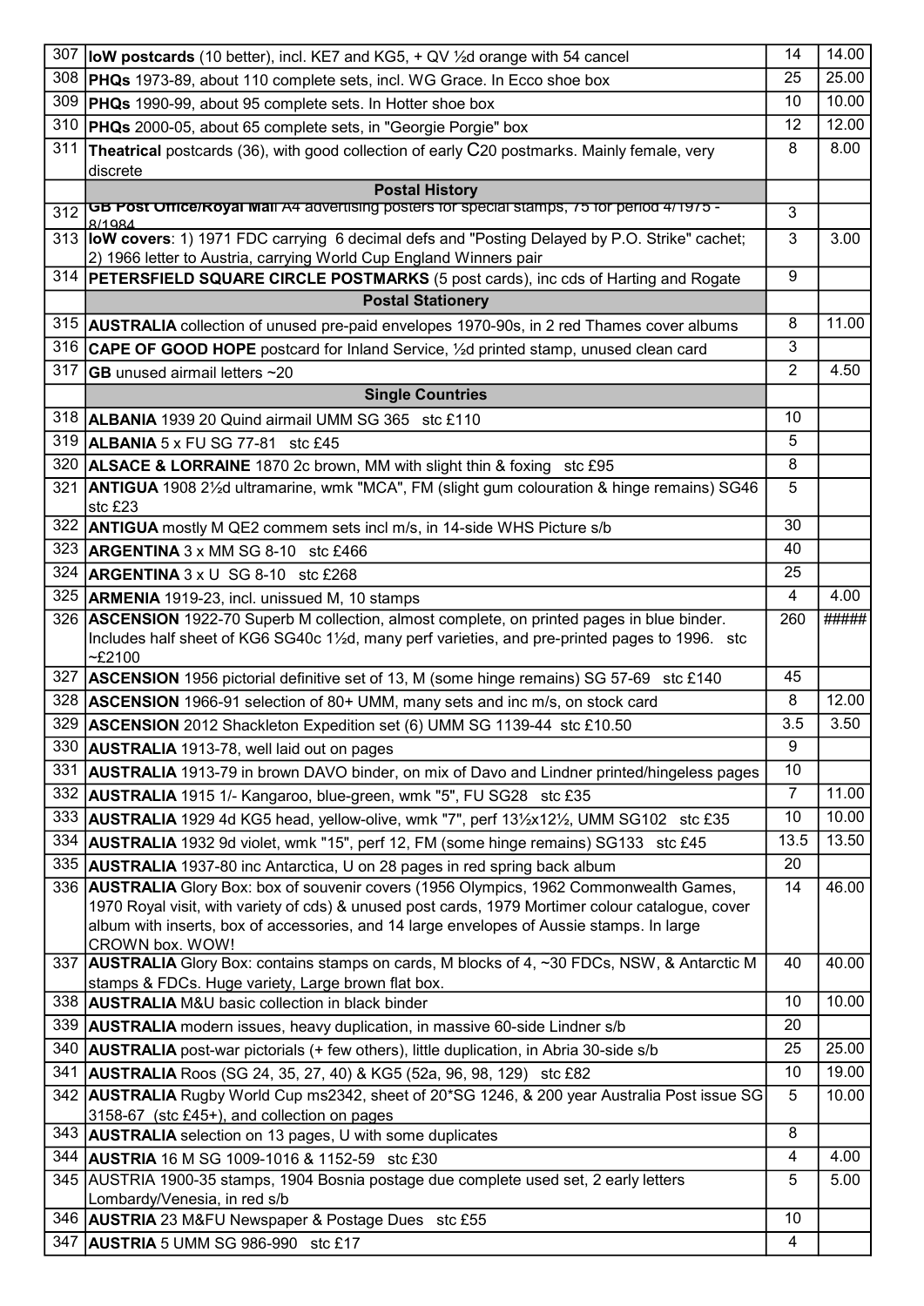| | | | |
|---|---|---|---|
| 307 | **IoW postcards** (10 better), incl. KE7 and KG5, + QV ½d orange with 54 cancel | 14 | 14.00 |
| 308 | **PHQs** 1973-89, about 110 complete sets, incl. WG Grace. In Ecco shoe box | 25 | 25.00 |
| 309 | **PHQs** 1990-99, about 95 complete sets. In Hotter shoe box | 10 | 10.00 |
| 310 | **PHQs** 2000-05, about 65 complete sets, in "Georgie Porgie" box | 12 | 12.00 |
| 311 | **Theatrical** postcards (36), with good collection of early C20 postmarks. Mainly female, very discrete | 8 | 8.00 |
| | **Postal History** | | |
| 312 | **GB Post Office/Royal Mail** A4 advertising posters for special stamps, 75 for period 4/1975 - 8/1984 | 3 | |
| 313 | **IoW covers**: 1) 1971 FDC carrying 6 decimal defs and "Posting Delayed by P.O. Strike" cachet; 2) 1966 letter to Austria, carrying World Cup England Winners pair | 3 | 3.00 |
| 314 | **PETERSFIELD SQUARE CIRCLE POSTMARKS** (5 post cards), inc cds of Harting and Rogate | 9 | |
| | **Postal Stationery** | | |
| 315 | **AUSTRALIA** collection of unused pre-paid envelopes 1970-90s, in 2 red Thames cover albums | 8 | 11.00 |
| 316 | **CAPE OF GOOD HOPE** postcard for Inland Service, ½d printed stamp, unused clean card | 3 | |
| 317 | **GB** unused airmail letters ~20 | 2 | 4.50 |
| | **Single Countries** | | |
| 318 | **ALBANIA** 1939 20 Quind airmail UMM SG 365 stc £110 | 10 | |
| 319 | **ALBANIA** 5 x FU SG 77-81 stc £45 | 5 | |
| 320 | **ALSACE & LORRAINE** 1870 2c brown, MM with slight thin & foxing stc £95 | 8 | |
| 321 | **ANTIGUA** 1908 2½d ultramarine, wmk "MCA", FM (slight gum colouration & hinge remains) SG46 stc £23 | 5 | |
| 322 | **ANTIGUA** mostly M QE2 commem sets incl m/s, in 14-side WHS Picture s/b | 30 | |
| 323 | **ARGENTINA** 3 x MM SG 8-10 stc £466 | 40 | |
| 324 | **ARGENTINA** 3 x U SG 8-10 stc £268 | 25 | |
| 325 | **ARMENIA** 1919-23, incl. unissued M, 10 stamps | 4 | 4.00 |
| 326 | **ASCENSION** 1922-70 Superb M collection, almost complete, on printed pages in blue binder. Includes half sheet of KG6 SG40c 1½d, many perf varieties, and pre-printed pages to 1996. stc ~£2100 | 260 | ##### |
| 327 | **ASCENSION** 1956 pictorial definitive set of 13, M (some hinge remains) SG 57-69 stc £140 | 45 | |
| 328 | **ASCENSION** 1966-91 selection of 80+ UMM, many sets and inc m/s, on stock card | 8 | 12.00 |
| 329 | **ASCENSION** 2012 Shackleton Expedition set (6) UMM SG 1139-44 stc £10.50 | 3.5 | 3.50 |
| 330 | **AUSTRALIA** 1913-78, well laid out on pages | 9 | |
| 331 | **AUSTRALIA** 1913-79 in brown DAVO binder, on mix of Davo and Lindner printed/hingeless pages | 10 | |
| 332 | **AUSTRALIA** 1915 1/- Kangaroo, blue-green, wmk "5", FU SG28 stc £35 | 7 | 11.00 |
| 333 | **AUSTRALIA** 1929 4d KG5 head, yellow-olive, wmk "7", perf 13½x12½, UMM SG102 stc £35 | 10 | 10.00 |
| 334 | **AUSTRALIA** 1932 9d violet, wmk "15", perf 12, FM (some hinge remains) SG133 stc £45 | 13.5 | 13.50 |
| 335 | **AUSTRALIA** 1937-80 inc Antarctica, U on 28 pages in red spring back album | 20 | |
| 336 | **AUSTRALIA** Glory Box: box of souvenir covers (1956 Olympics, 1962 Commonwealth Games, 1970 Royal visit, with variety of cds) & unused post cards, 1979 Mortimer colour catalogue, cover album with inserts, box of accessories, and 14 large envelopes of Aussie stamps. In large CROWN box. WOW! | 14 | 46.00 |
| 337 | **AUSTRALIA** Glory Box: contains stamps on cards, M blocks of 4, ~30 FDCs, NSW, & Antarctic M stamps & FDCs. Huge variety, Large brown flat box. | 40 | 40.00 |
| 338 | **AUSTRALIA** M&U basic collection in black binder | 10 | 10.00 |
| 339 | **AUSTRALIA** modern issues, heavy duplication, in massive 60-side Lindner s/b | 20 | |
| 340 | **AUSTRALIA** post-war pictorials (+ few others), little duplication, in Abria 30-side s/b | 25 | 25.00 |
| 341 | **AUSTRALIA** Roos (SG 24, 35, 27, 40) & KG5 (52a, 96, 98, 129) stc £82 | 10 | 19.00 |
| 342 | **AUSTRALIA** Rugby World Cup ms2342, sheet of 20*SG 1246, & 200 year Australia Post issue SG 3158-67 (stc £45+), and collection on pages | 5 | 10.00 |
| 343 | **AUSTRALIA** selection on 13 pages, U with some duplicates | 8 | |
| 344 | **AUSTRIA** 16 M SG 1009-1016 & 1152-59 stc £30 | 4 | 4.00 |
| 345 | AUSTRIA 1900-35 stamps, 1904 Bosnia postage due complete used set, 2 early letters Lombardy/Venesia, in red s/b | 5 | 5.00 |
| 346 | **AUSTRIA** 23 M&FU Newspaper & Postage Dues stc £55 | 10 | |
| 347 | **AUSTRIA** 5 UMM SG 986-990 stc £17 | 4 | |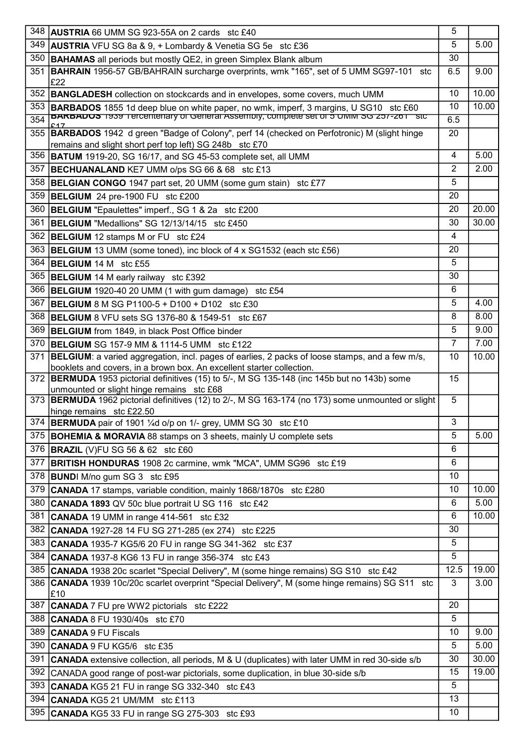| | | | |
|---|---|---|---|
| 348 | **AUSTRIA** 66 UMM SG 923-55A on 2 cards stc £40 | 5 | |
| 349 | **AUSTRIA** VFU SG 8a & 9, + Lombardy & Venetia SG 5e stc £36 | 5 | 5.00 |
| 350 | **BAHAMAS** all periods but mostly QE2, in green Simplex Blank album | 30 | |
| 351 | **BAHRAIN** 1956-57 GB/BAHRAIN surcharge overprints, wmk "165", set of 5 UMM SG97-101 stc £22 | 6.5 | 9.00 |
| 352 | **BANGLADESH** collection on stockcards and in envelopes, some covers, much UMM | 10 | 10.00 |
| 353 | **BARBADOS** 1855 1d deep blue on white paper, no wmk, imperf, 3 margins, U SG10 stc £60 | 10 | 10.00 |
| 354 | **BARBADOS** 1939 Tercentenary of General Assembly, complete set of 5 UMM SG 257-261 stc £17 | 6.5 | |
| 355 | **BARBADOS** 1942 d green "Badge of Colony", perf 14 (checked on Perfotronic) M (slight hinge remains and slight short perf top left) SG 248b stc £70 | 20 | |
| 356 | **BATUM** 1919-20, SG 16/17, and SG 45-53 complete set, all UMM | 4 | 5.00 |
| 357 | **BECHUANALAND** KE7 UMM o/ps SG 66 & 68 stc £13 | 2 | 2.00 |
| 358 | **BELGIAN CONGO** 1947 part set, 20 UMM (some gum stain) stc £77 | 5 | |
| 359 | **BELGIUM** 24 pre-1900 FU stc £200 | 20 | |
| 360 | **BELGIUM** "Epaulettes" imperf., SG 1 & 2a stc £200 | 20 | 20.00 |
| 361 | **BELGIUM** "Medallions" SG 12/13/14/15 stc £450 | 30 | 30.00 |
| 362 | **BELGIUM** 12 stamps M or FU stc £24 | 4 | |
| 363 | **BELGIUM** 13 UMM (some toned), inc block of 4 x SG1532 (each stc £56) | 20 | |
| 364 | **BELGIUM** 14 M stc £55 | 5 | |
| 365 | **BELGIUM** 14 M early railway stc £392 | 30 | |
| 366 | **BELGIUM** 1920-40 20 UMM (1 with gum damage) stc £54 | 6 | |
| 367 | **BELGIUM** 8 M SG P1100-5 + D100 + D102 stc £30 | 5 | 4.00 |
| 368 | **BELGIUM** 8 VFU sets SG 1376-80 & 1549-51 stc £67 | 8 | 8.00 |
| 369 | **BELGIUM** from 1849, in black Post Office binder | 5 | 9.00 |
| 370 | **BELGIUM** SG 157-9 MM & 1114-5 UMM stc £122 | 7 | 7.00 |
| 371 | **BELGIUM**: a varied aggregation, incl. pages of earlies, 2 packs of loose stamps, and a few m/s, booklets and covers, in a brown box. An excellent starter collection. | 10 | 10.00 |
| 372 | **BERMUDA** 1953 pictorial definitives (15) to 5/-, M SG 135-148 (inc 145b but no 143b) some unmounted or slight hinge remains stc £68 | 15 | |
| 373 | **BERMUDA** 1962 pictorial definitives (12) to 2/-, M SG 163-174 (no 173) some unmounted or slight hinge remains stc £22.50 | 5 | |
| 374 | **BERMUDA** pair of 1901 ¼d o/p on 1/- grey, UMM SG 30 stc £10 | 3 | |
| 375 | **BOHEMIA & MORAVIA** 88 stamps on 3 sheets, mainly U complete sets | 5 | 5.00 |
| 376 | **BRAZIL** (V)FU SG 56 & 62 stc £60 | 6 | |
| 377 | **BRITISH HONDURAS** 1908 2c carmine, wmk "MCA", UMM SG96 stc £19 | 6 | |
| 378 | **BUNDI** M/no gum SG 3 stc £95 | 10 | |
| 379 | **CANADA** 17 stamps, variable condition, mainly 1868/1870s stc £280 | 10 | 10.00 |
| 380 | **CANADA 1893** QV 50c blue portrait U SG 116 stc £42 | 6 | 5.00 |
| 381 | **CANADA** 19 UMM in range 414-561 stc £32 | 6 | 10.00 |
| 382 | **CANADA** 1927-28 14 FU SG 271-285 (ex 274) stc £225 | 30 | |
| 383 | **CANADA** 1935-7 KG5/6 20 FU in range SG 341-362 stc £37 | 5 | |
| 384 | **CANADA** 1937-8 KG6 13 FU in range 356-374 stc £43 | 5 | |
| 385 | **CANADA** 1938 20c scarlet "Special Delivery", M (some hinge remains) SG S10 stc £42 | 12.5 | 19.00 |
| 386 | **CANADA** 1939 10c/20c scarlet overprint "Special Delivery", M (some hinge remains) SG S11 stc £10 | 3 | 3.00 |
| 387 | **CANADA** 7 FU pre WW2 pictorials stc £222 | 20 | |
| 388 | **CANADA** 8 FU 1930/40s stc £70 | 5 | |
| 389 | **CANADA** 9 FU Fiscals | 10 | 9.00 |
| 390 | **CANADA** 9 FU KG5/6 stc £35 | 5 | 5.00 |
| 391 | **CANADA** extensive collection, all periods, M & U (duplicates) with later UMM in red 30-side s/b | 30 | 30.00 |
| 392 | CANADA good range of post-war pictorials, some duplication, in blue 30-side s/b | 15 | 19.00 |
| 393 | **CANADA** KG5 21 FU in range SG 332-340 stc £43 | 5 | |
| 394 | **CANADA** KG5 21 UM/MM stc £113 | 13 | |
| 395 | **CANADA** KG5 33 FU in range SG 275-303 stc £93 | 10 | |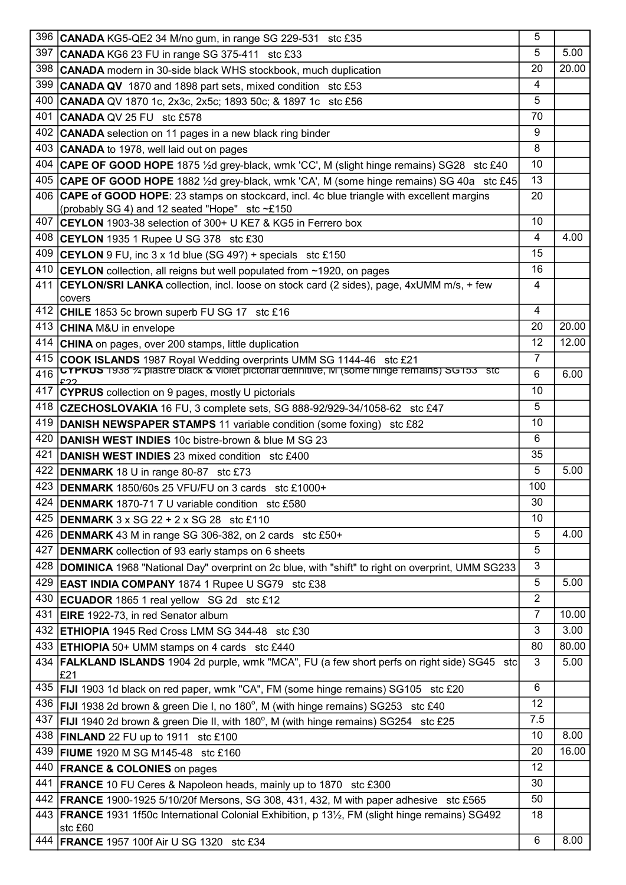| | | | |
|---|---|---|---|
| 396 | **CANADA** KG5-QE2 34 M/no gum, in range SG 229-531 stc £35 | 5 | |
| 397 | **CANADA** KG6 23 FU in range SG 375-411 stc £33 | 5 | 5.00 |
| 398 | **CANADA** modern in 30-side black WHS stockbook, much duplication | 20 | 20.00 |
| 399 | **CANADA QV** 1870 and 1898 part sets, mixed condition stc £53 | 4 | |
| 400 | **CANADA** QV 1870 1c, 2x3c, 2x5c; 1893 50c; & 1897 1c stc £56 | 5 | |
| 401 | **CANADA** QV 25 FU stc £578 | 70 | |
| 402 | **CANADA** selection on 11 pages in a new black ring binder | 9 | |
| 403 | **CANADA** to 1978, well laid out on pages | 8 | |
| 404 | **CAPE OF GOOD HOPE** 1875 ½d grey-black, wmk 'CC', M (slight hinge remains) SG28 stc £40 | 10 | |
| 405 | **CAPE OF GOOD HOPE** 1882 ½d grey-black, wmk 'CA', M (some hinge remains) SG 40a stc £45 | 13 | |
| 406 | **CAPE of GOOD HOPE**: 23 stamps on stockcard, incl. 4c blue triangle with excellent margins (probably SG 4) and 12 seated "Hope" stc ~£150 | 20 | |
| 407 | **CEYLON** 1903-38 selection of 300+ U KE7 & KG5 in Ferrero box | 10 | |
| 408 | **CEYLON** 1935 1 Rupee U SG 378 stc £30 | 4 | 4.00 |
| 409 | **CEYLON** 9 FU, inc 3 x 1d blue (SG 49?) + specials stc £150 | 15 | |
| 410 | **CEYLON** collection, all reigns but well populated from ~1920, on pages | 16 | |
| 411 | **CEYLON/SRI LANKA** collection, incl. loose on stock card (2 sides), page, 4xUMM m/s, + few covers | 4 | |
| 412 | **CHILE** 1853 5c brown superb FU SG 17 stc £16 | 4 | |
| 413 | **CHINA** M&U in envelope | 20 | 20.00 |
| 414 | **CHINA** on pages, over 200 stamps, little duplication | 12 | 12.00 |
| 415 | **COOK ISLANDS** 1987 Royal Wedding overprints UMM SG 1144-46 stc £21 | 7 | |
| 416 | **CYPRUS** 1938 ¾ piastre black & violet pictorial definitive, M (some hinge remains) SG153 stc £22 | 6 | 6.00 |
| 417 | **CYPRUS** collection on 9 pages, mostly U pictorials | 10 | |
| 418 | **CZECHOSLOVAKIA** 16 FU, 3 complete sets, SG 888-92/929-34/1058-62 stc £47 | 5 | |
| 419 | **DANISH NEWSPAPER STAMPS** 11 variable condition (some foxing) stc £82 | 10 | |
| 420 | **DANISH WEST INDIES** 10c bistre-brown & blue M SG 23 | 6 | |
| 421 | **DANISH WEST INDIES** 23 mixed condition stc £400 | 35 | |
| 422 | **DENMARK** 18 U in range 80-87 stc £73 | 5 | 5.00 |
| 423 | **DENMARK** 1850/60s 25 VFU/FU on 3 cards stc £1000+ | 100 | |
| 424 | **DENMARK** 1870-71 7 U variable condition stc £580 | 30 | |
| 425 | **DENMARK** 3 x SG 22 + 2 x SG 28 stc £110 | 10 | |
| 426 | **DENMARK** 43 M in range SG 306-382, on 2 cards stc £50+ | 5 | 4.00 |
| 427 | **DENMARK** collection of 93 early stamps on 6 sheets | 5 | |
| 428 | **DOMINICA** 1968 "National Day" overprint on 2c blue, with "shift" to right on overprint, UMM SG233 | 3 | |
| 429 | **EAST INDIA COMPANY** 1874 1 Rupee U SG79 stc £38 | 5 | 5.00 |
| 430 | **ECUADOR** 1865 1 real yellow SG 2d stc £12 | 2 | |
| 431 | **EIRE** 1922-73, in red Senator album | 7 | 10.00 |
| 432 | **ETHIOPIA** 1945 Red Cross LMM SG 344-48 stc £30 | 3 | 3.00 |
| 433 | **ETHIOPIA** 50+ UMM stamps on 4 cards stc £440 | 80 | 80.00 |
| 434 | **FALKLAND ISLANDS** 1904 2d purple, wmk "MCA", FU (a few short perfs on right side) SG45 stc £21 | 3 | 5.00 |
| 435 | **FIJI** 1903 1d black on red paper, wmk "CA", FM (some hinge remains) SG105 stc £20 | 6 | |
| 436 | **FIJI** 1938 2d brown & green Die I, no 180°, M (with hinge remains) SG253 stc £40 | 12 | |
| 437 | **FIJI** 1940 2d brown & green Die II, with 180°, M (with hinge remains) SG254 stc £25 | 7.5 | |
| 438 | **FINLAND** 22 FU up to 1911 stc £100 | 10 | 8.00 |
| 439 | **FIUME** 1920 M SG M145-48 stc £160 | 20 | 16.00 |
| 440 | **FRANCE & COLONIES** on pages | 12 | |
| 441 | **FRANCE** 10 FU Ceres & Napoleon heads, mainly up to 1870 stc £300 | 30 | |
| 442 | **FRANCE** 1900-1925 5/10/20f Mersons, SG 308, 431, 432, M with paper adhesive stc £565 | 50 | |
| 443 | **FRANCE** 1931 1f50c International Colonial Exhibition, p 13½, FM (slight hinge remains) SG492 stc £60 | 18 | |
| 444 | **FRANCE** 1957 100f Air U SG 1320 stc £34 | 6 | 8.00 |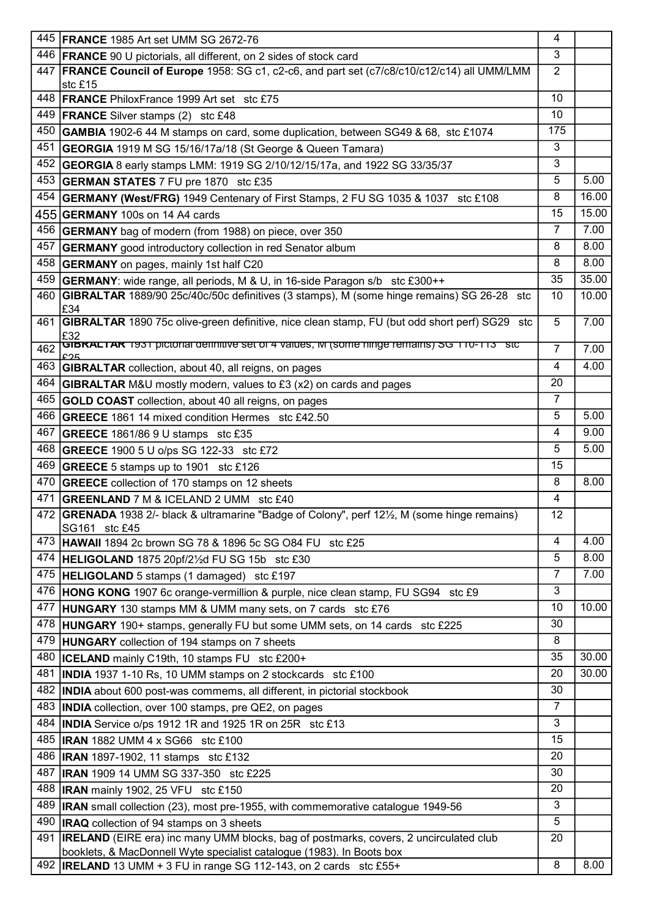| | | | |
|---|---|---|---|
| 445 | **FRANCE** 1985 Art set UMM SG 2672-76 | 4 | |
| 446 | **FRANCE** 90 U pictorials, all different, on 2 sides of stock card | 3 | |
| 447 | **FRANCE Council of Europe** 1958: SG c1, c2-c6, and part set (c7/c8/c10/c12/c14) all UMM/LMM stc £15 | 2 | |
| 448 | **FRANCE** PhiloxFrance 1999 Art set stc £75 | 10 | |
| 449 | **FRANCE** Silver stamps (2) stc £48 | 10 | |
| 450 | **GAMBIA** 1902-6 44 M stamps on card, some duplication, between SG49 & 68, stc £1074 | 175 | |
| 451 | **GEORGIA** 1919 M SG 15/16/17a/18 (St George & Queen Tamara) | 3 | |
| 452 | **GEORGIA** 8 early stamps LMM: 1919 SG 2/10/12/15/17a, and 1922 SG 33/35/37 | 3 | |
| 453 | **GERMAN STATES** 7 FU pre 1870 stc £35 | 5 | 5.00 |
| 454 | **GERMANY (West/FRG)** 1949 Centenary of First Stamps, 2 FU SG 1035 & 1037 stc £108 | 8 | 16.00 |
| 455 | **GERMANY** 100s on 14 A4 cards | 15 | 15.00 |
| 456 | **GERMANY** bag of modern (from 1988) on piece, over 350 | 7 | 7.00 |
| 457 | **GERMANY** good introductory collection in red Senator album | 8 | 8.00 |
| 458 | **GERMANY** on pages, mainly 1st half C20 | 8 | 8.00 |
| 459 | **GERMANY**: wide range, all periods, M & U, in 16-side Paragon s/b stc £300++ | 35 | 35.00 |
| 460 | **GIBRALTAR** 1889/90 25c/40c/50c definitives (3 stamps), M (some hinge remains) SG 26-28 stc £34 | 10 | 10.00 |
| 461 | **GIBRALTAR** 1890 75c olive-green definitive, nice clean stamp, FU (but odd short perf) SG29 stc £32 | 5 | 7.00 |
| 462 | **GIBRALTAR** 1931 pictorial definitive set of 4 values, M (some hinge remains) SG 110-113 stc £25 | 7 | 7.00 |
| 463 | **GIBRALTAR** collection, about 40, all reigns, on pages | 4 | 4.00 |
| 464 | **GIBRALTAR** M&U mostly modern, values to £3 (x2) on cards and pages | 20 | |
| 465 | **GOLD COAST** collection, about 40 all reigns, on pages | 7 | |
| 466 | **GREECE** 1861 14 mixed condition Hermes stc £42.50 | 5 | 5.00 |
| 467 | **GREECE** 1861/86 9 U stamps stc £35 | 4 | 9.00 |
| 468 | **GREECE** 1900 5 U o/ps SG 122-33 stc £72 | 5 | 5.00 |
| 469 | **GREECE** 5 stamps up to 1901 stc £126 | 15 | |
| 470 | **GREECE** collection of 170 stamps on 12 sheets | 8 | 8.00 |
| 471 | **GREENLAND** 7 M & **ICELAND** 2 UMM stc £40 | 4 | |
| 472 | **GRENADA** 1938 2/- black & ultramarine "Badge of Colony", perf 12½, M (some hinge remains) SG161 stc £45 | 12 | |
| 473 | **HAWAII** 1894 2c brown SG 78 & 1896 5c SG O84 FU stc £25 | 4 | 4.00 |
| 474 | **HELIGOLAND** 1875 20pf/2½d FU SG 15b stc £30 | 5 | 8.00 |
| 475 | **HELIGOLAND** 5 stamps (1 damaged) stc £197 | 7 | 7.00 |
| 476 | **HONG KONG** 1907 6c orange-vermillion & purple, nice clean stamp, FU SG94 stc £9 | 3 | |
| 477 | **HUNGARY** 130 stamps MM & UMM many sets, on 7 cards stc £76 | 10 | 10.00 |
| 478 | **HUNGARY** 190+ stamps, generally FU but some UMM sets, on 14 cards stc £225 | 30 | |
| 479 | **HUNGARY** collection of 194 stamps on 7 sheets | 8 | |
| 480 | **ICELAND** mainly C19th, 10 stamps FU stc £200+ | 35 | 30.00 |
| 481 | **INDIA** 1937 1-10 Rs, 10 UMM stamps on 2 stockcards stc £100 | 20 | 30.00 |
| 482 | **INDIA** about 600 post-was commems, all different, in pictorial stockbook | 30 | |
| 483 | **INDIA** collection, over 100 stamps, pre QE2, on pages | 7 | |
| 484 | **INDIA** Service o/ps 1912 1R and 1925 1R on 25R stc £13 | 3 | |
| 485 | **IRAN** 1882 UMM 4 x SG66 stc £100 | 15 | |
| 486 | **IRAN** 1897-1902, 11 stamps stc £132 | 20 | |
| 487 | **IRAN** 1909 14 UMM SG 337-350 stc £225 | 30 | |
| 488 | **IRAN** mainly 1902, 25 VFU stc £150 | 20 | |
| 489 | **IRAN** small collection (23), most pre-1955, with commemorative catalogue 1949-56 | 3 | |
| 490 | **IRAQ** collection of 94 stamps on 3 sheets | 5 | |
| 491 | **IRELAND** (EIRE era) inc many UMM blocks, bag of postmarks, covers, 2 uncirculated club booklets, & MacDonnell Wyte specialist catalogue (1983). In Boots box | 20 | |
| 492 | **IRELAND** 13 UMM + 3 FU in range SG 112-143, on 2 cards stc £55+ | 8 | 8.00 |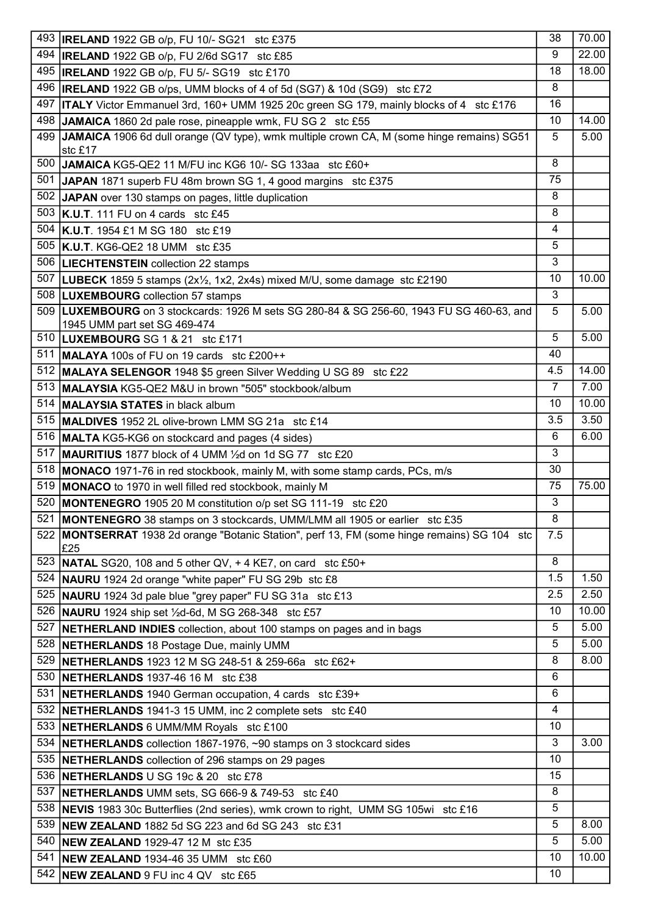| | | | |
|---|---|---|---|
| 493 | **IRELAND** 1922 GB o/p, FU 10/- SG21 stc £375 | 38 | 70.00 |
| 494 | **IRELAND** 1922 GB o/p, FU 2/6d SG17 stc £85 | 9 | 22.00 |
| 495 | **IRELAND** 1922 GB o/p, FU 5/- SG19 stc £170 | 18 | 18.00 |
| 496 | **IRELAND** 1922 GB o/ps, UMM blocks of 4 of 5d (SG7) & 10d (SG9) stc £72 | 8 | |
| 497 | **ITALY** Victor Emmanuel 3rd, 160+ UMM 1925 20c green SG 179, mainly blocks of 4 stc £176 | 16 | |
| 498 | **JAMAICA** 1860 2d pale rose, pineapple wmk, FU SG 2 stc £55 | 10 | 14.00 |
| 499 | **JAMAICA** 1906 6d dull orange (QV type), wmk multiple crown CA, M (some hinge remains) SG51 stc £17 | 5 | 5.00 |
| 500 | **JAMAICA** KG5-QE2 11 M/FU inc KG6 10/- SG 133aa stc £60+ | 8 | |
| 501 | **JAPAN** 1871 superb FU 48m brown SG 1, 4 good margins stc £375 | 75 | |
| 502 | **JAPAN** over 130 stamps on pages, little duplication | 8 | |
| 503 | **K.U.T**. 111 FU on 4 cards stc £45 | 8 | |
| 504 | **K.U.T**. 1954 £1 M SG 180 stc £19 | 4 | |
| 505 | **K.U.T**. KG6-QE2 18 UMM stc £35 | 5 | |
| 506 | **LIECHTENSTEIN** collection 22 stamps | 3 | |
| 507 | **LUBECK** 1859 5 stamps (2x½, 1x2, 2x4s) mixed M/U, some damage stc £2190 | 10 | 10.00 |
| 508 | **LUXEMBOURG** collection 57 stamps | 3 | |
| 509 | **LUXEMBOURG** on 3 stockcards: 1926 M sets SG 280-84 & SG 256-60, 1943 FU SG 460-63, and 1945 UMM part set SG 469-474 | 5 | 5.00 |
| 510 | **LUXEMBOURG** SG 1 & 21 stc £171 | 5 | 5.00 |
| 511 | **MALAYA** 100s of FU on 19 cards stc £200++ | 40 | |
| 512 | **MALAYA SELENGOR** 1948 $5 green Silver Wedding U SG 89 stc £22 | 4.5 | 14.00 |
| 513 | **MALAYSIA** KG5-QE2 M&U in brown "505" stockbook/album | 7 | 7.00 |
| 514 | **MALAYSIA STATES** in black album | 10 | 10.00 |
| 515 | **MALDIVES** 1952 2L olive-brown LMM SG 21a stc £14 | 3.5 | 3.50 |
| 516 | **MALTA** KG5-KG6 on stockcard and pages (4 sides) | 6 | 6.00 |
| 517 | **MAURITIUS** 1877 block of 4 UMM ½d on 1d SG 77 stc £20 | 3 | |
| 518 | **MONACO** 1971-76 in red stockbook, mainly M, with some stamp cards, PCs, m/s | 30 | |
| 519 | **MONACO** to 1970 in well filled red stockbook, mainly M | 75 | 75.00 |
| 520 | **MONTENEGRO** 1905 20 M constitution o/p set SG 111-19 stc £20 | 3 | |
| 521 | **MONTENEGRO** 38 stamps on 3 stockcards, UMM/LMM all 1905 or earlier stc £35 | 8 | |
| 522 | **MONTSERRAT** 1938 2d orange "Botanic Station", perf 13, FM (some hinge remains) SG 104 stc £25 | 7.5 | |
| 523 | **NATAL** SG20, 108 and 5 other QV, + 4 KE7, on card stc £50+ | 8 | |
| 524 | **NAURU** 1924 2d orange "white paper" FU SG 29b stc £8 | 1.5 | 1.50 |
| 525 | **NAURU** 1924 3d pale blue "grey paper" FU SG 31a stc £13 | 2.5 | 2.50 |
| 526 | **NAURU** 1924 ship set ½d-6d, M SG 268-348 stc £57 | 10 | 10.00 |
| 527 | **NETHERLAND INDIES** collection, about 100 stamps on pages and in bags | 5 | 5.00 |
| 528 | **NETHERLANDS** 18 Postage Due, mainly UMM | 5 | 5.00 |
| 529 | **NETHERLANDS** 1923 12 M SG 248-51 & 259-66a stc £62+ | 8 | 8.00 |
| 530 | **NETHERLANDS** 1937-46 16 M stc £38 | 6 | |
| 531 | **NETHERLANDS** 1940 German occupation, 4 cards stc £39+ | 6 | |
| 532 | **NETHERLANDS** 1941-3 15 UMM, inc 2 complete sets stc £40 | 4 | |
| 533 | **NETHERLANDS** 6 UMM/MM Royals stc £100 | 10 | |
| 534 | **NETHERLANDS** collection 1867-1976, ~90 stamps on 3 stockcard sides | 3 | 3.00 |
| 535 | **NETHERLANDS** collection of 296 stamps on 29 pages | 10 | |
| 536 | **NETHERLANDS** U SG 19c & 20 stc £78 | 15 | |
| 537 | **NETHERLANDS** UMM sets, SG 666-9 & 749-53 stc £40 | 8 | |
| 538 | **NEVIS** 1983 30c Butterflies (2nd series), wmk crown to right, UMM SG 105wi stc £16 | 5 | |
| 539 | **NEW ZEALAND** 1882 5d SG 223 and 6d SG 243 stc £31 | 5 | 8.00 |
| 540 | **NEW ZEALAND** 1929-47 12 M stc £35 | 5 | 5.00 |
| 541 | **NEW ZEALAND** 1934-46 35 UMM stc £60 | 10 | 10.00 |
| 542 | **NEW ZEALAND** 9 FU inc 4 QV stc £65 | 10 | |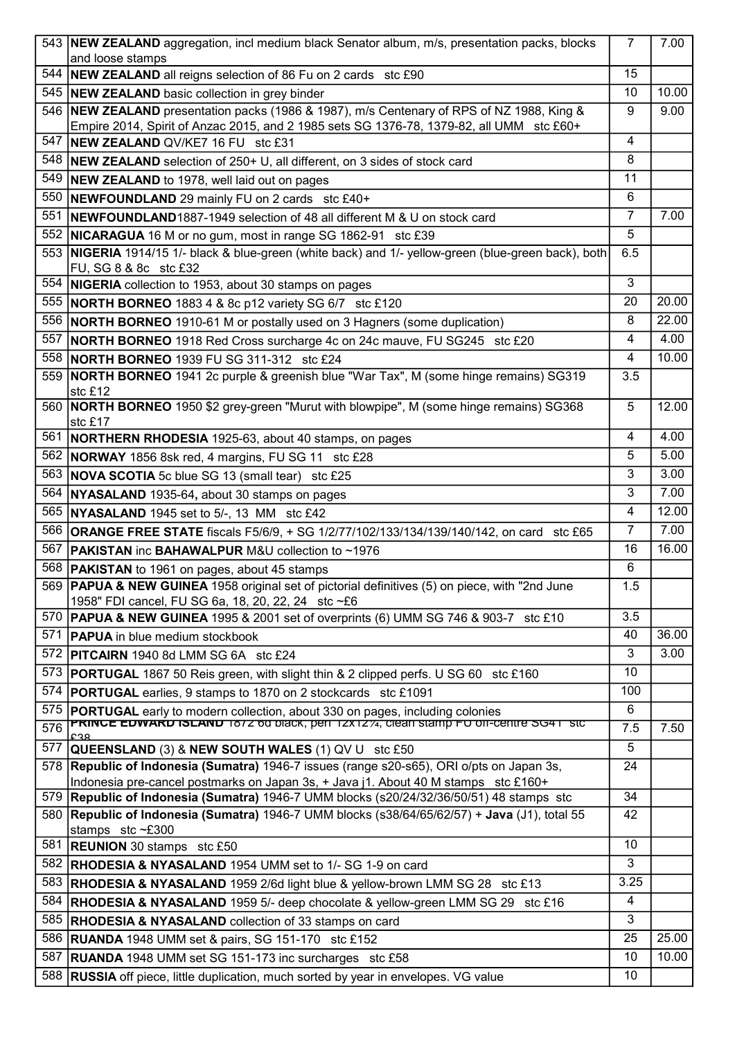| | | | |
|---|---|---|---|
| 543 | **NEW ZEALAND** aggregation, incl medium black Senator album, m/s, presentation packs, blocks and loose stamps | 7 | 7.00 |
| 544 | **NEW ZEALAND** all reigns selection of 86 Fu on 2 cards stc £90 | 15 | |
| 545 | **NEW ZEALAND** basic collection in grey binder | 10 | 10.00 |
| 546 | **NEW ZEALAND** presentation packs (1986 & 1987), m/s Centenary of RPS of NZ 1988, King & Empire 2014, Spirit of Anzac 2015, and 2 1985 sets SG 1376-78, 1379-82, all UMM stc £60+ | 9 | 9.00 |
| 547 | **NEW ZEALAND** QV/KE7 16 FU stc £31 | 4 | |
| 548 | **NEW ZEALAND** selection of 250+ U, all different, on 3 sides of stock card | 8 | |
| 549 | **NEW ZEALAND** to 1978, well laid out on pages | 11 | |
| 550 | **NEWFOUNDLAND** 29 mainly FU on 2 cards stc £40+ | 6 | |
| 551 | **NEWFOUNDLAND**1887-1949 selection of 48 all different M & U on stock card | 7 | 7.00 |
| 552 | **NICARAGUA** 16 M or no gum, most in range SG 1862-91 stc £39 | 5 | |
| 553 | **NIGERIA** 1914/15 1/- black & blue-green (white back) and 1/- yellow-green (blue-green back), both FU, SG 8 & 8c stc £32 | 6.5 | |
| 554 | **NIGERIA** collection to 1953, about 30 stamps on pages | 3 | |
| 555 | **NORTH BORNEO** 1883 4 & 8c p12 variety SG 6/7 stc £120 | 20 | 20.00 |
| 556 | **NORTH BORNEO** 1910-61 M or postally used on 3 Hagners (some duplication) | 8 | 22.00 |
| 557 | **NORTH BORNEO** 1918 Red Cross surcharge 4c on 24c mauve, FU SG245 stc £20 | 4 | 4.00 |
| 558 | **NORTH BORNEO** 1939 FU SG 311-312 stc £24 | 4 | 10.00 |
| 559 | **NORTH BORNEO** 1941 2c purple & greenish blue "War Tax", M (some hinge remains) SG319 stc £12 | 3.5 | |
| 560 | **NORTH BORNEO** 1950 $2 grey-green "Murut with blowpipe", M (some hinge remains) SG368 stc £17 | 5 | 12.00 |
| 561 | **NORTHERN RHODESIA** 1925-63, about 40 stamps, on pages | 4 | 4.00 |
| 562 | **NORWAY** 1856 8sk red, 4 margins, FU SG 11 stc £28 | 5 | 5.00 |
| 563 | **NOVA SCOTIA** 5c blue SG 13 (small tear) stc £25 | 3 | 3.00 |
| 564 | **NYASALAND** 1935-64**,** about 30 stamps on pages | 3 | 7.00 |
| 565 | **NYASALAND** 1945 set to 5/-, 13 MM stc £42 | 4 | 12.00 |
| 566 | **ORANGE FREE STATE** fiscals F5/6/9, + SG 1/2/77/102/133/134/139/140/142, on card stc £65 | 7 | 7.00 |
| 567 | **PAKISTAN** inc **BAHAWALPUR** M&U collection to ~1976 | 16 | 16.00 |
| 568 | **PAKISTAN** to 1961 on pages, about 45 stamps | 6 | |
| 569 | **PAPUA & NEW GUINEA** 1958 original set of pictorial definitives (5) on piece, with "2nd June 1958" FDI cancel, FU SG 6a, 18, 20, 22, 24 stc ~£6 | 1.5 | |
| 570 | **PAPUA & NEW GUINEA** 1995 & 2001 set of overprints (6) UMM SG 746 & 903-7 stc £10 | 3.5 | |
| 571 | **PAPUA** in blue medium stockbook | 40 | 36.00 |
| 572 | **PITCAIRN** 1940 8d LMM SG 6A stc £24 | 3 | 3.00 |
| 573 | **PORTUGAL** 1867 50 Reis green, with slight thin & 2 clipped perfs. U SG 60 stc £160 | 10 | |
| 574 | **PORTUGAL** earlies, 9 stamps to 1870 on 2 stockcards stc £1091 | 100 | |
| 575 | **PORTUGAL** early to modern collection, about 330 on pages, including colonies | 6 | |
| 576 | **PRINCE EDWARD ISLAND** 1872 6d black, perf 12x12¼, clean stamp FU off-centre SG41 stc £38 | 7.5 | 7.50 |
| 577 | **QUEENSLAND** (3) & **NEW SOUTH WALES** (1) QV U stc £50 | 5 | |
| 578 | **Republic of Indonesia (Sumatra)** 1946-7 issues (range s20-s65), ORI o/pts on Japan 3s, Indonesia pre-cancel postmarks on Japan 3s, + Java j1. About 40 M stamps stc £160+ | 24 | |
| 579 | **Republic of Indonesia (Sumatra)** 1946-7 UMM blocks (s20/24/32/36/50/51) 48 stamps stc | 34 | |
| 580 | **Republic of Indonesia (Sumatra)** 1946-7 UMM blocks (s38/64/65/62/57) + **Java** (J1), total 55 stamps stc ~£300 | 42 | |
| 581 | **REUNION** 30 stamps stc £50 | 10 | |
| 582 | **RHODESIA & NYASALAND** 1954 UMM set to 1/- SG 1-9 on card | 3 | |
| 583 | **RHODESIA & NYASALAND** 1959 2/6d light blue & yellow-brown LMM SG 28 stc £13 | 3.25 | |
| 584 | **RHODESIA & NYASALAND** 1959 5/- deep chocolate & yellow-green LMM SG 29 stc £16 | 4 | |
| 585 | **RHODESIA & NYASALAND** collection of 33 stamps on card | 3 | |
| 586 | **RUANDA** 1948 UMM set & pairs, SG 151-170 stc £152 | 25 | 25.00 |
| 587 | **RUANDA** 1948 UMM set SG 151-173 inc surcharges stc £58 | 10 | 10.00 |
| 588 | **RUSSIA** off piece, little duplication, much sorted by year in envelopes. VG value | 10 | |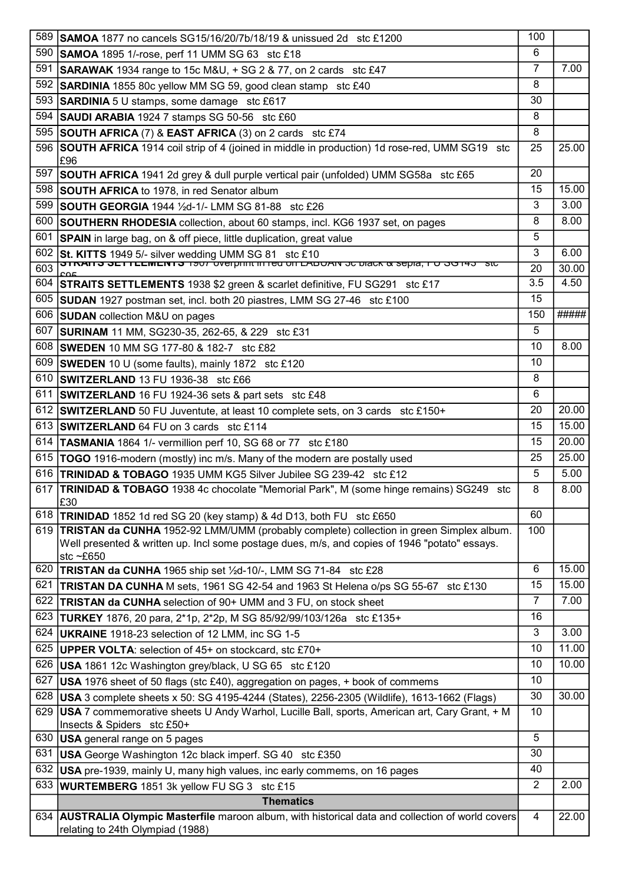| | | | |
|---|---|---|---|
| 589 | **SAMOA** 1877 no cancels SG15/16/20/7b/18/19 & unissued 2d stc £1200 | 100 | |
| 590 | **SAMOA** 1895 1/-rose, perf 11 UMM SG 63 stc £18 | 6 | |
| 591 | **SARAWAK** 1934 range to 15c M&U, + SG 2 & 77, on 2 cards stc £47 | 7 | 7.00 |
| 592 | **SARDINIA** 1855 80c yellow MM SG 59, good clean stamp stc £40 | 8 | |
| 593 | **SARDINIA** 5 U stamps, some damage stc £617 | 30 | |
| 594 | **SAUDI ARABIA** 1924 7 stamps SG 50-56 stc £60 | 8 | |
| 595 | **SOUTH AFRICA** (7) & **EAST AFRICA** (3) on 2 cards stc £74 | 8 | |
| 596 | **SOUTH AFRICA** 1914 coil strip of 4 (joined in middle in production) 1d rose-red, UMM SG19 stc £96 | 25 | 25.00 |
| 597 | **SOUTH AFRICA** 1941 2d grey & dull purple vertical pair (unfolded) UMM SG58a stc £65 | 20 | |
| 598 | **SOUTH AFRICA** to 1978, in red Senator album | 15 | 15.00 |
| 599 | **SOUTH GEORGIA** 1944 ½d-1/- LMM SG 81-88 stc £26 | 3 | 3.00 |
| 600 | **SOUTHERN RHODESIA** collection, about 60 stamps, incl. KG6 1937 set, on pages | 8 | 8.00 |
| 601 | **SPAIN** in large bag, on & off piece, little duplication, great value | 5 | |
| 602 | **St. KITTS** 1949 5/- silver wedding UMM SG 81 stc £10 | 3 | 6.00 |
| 603 | **STRAITS SETTLEMENTS** 1907 overprint in red on LABUAN 5c black & sepia, FU SG143 stc £95 | 20 | 30.00 |
| 604 | **STRAITS SETTLEMENTS** 1938 $2 green & scarlet definitive, FU SG291 stc £17 | 3.5 | 4.50 |
| 605 | **SUDAN** 1927 postman set, incl. both 20 piastres, LMM SG 27-46 stc £100 | 15 | |
| 606 | **SUDAN** collection M&U on pages | 150 | ##### |
| 607 | **SURINAM** 11 MM, SG230-35, 262-65, & 229 stc £31 | 5 | |
| 608 | **SWEDEN** 10 MM SG 177-80 & 182-7 stc £82 | 10 | 8.00 |
| 609 | **SWEDEN** 10 U (some faults), mainly 1872 stc £120 | 10 | |
| 610 | **SWITZERLAND** 13 FU 1936-38 stc £66 | 8 | |
| 611 | **SWITZERLAND** 16 FU 1924-36 sets & part sets stc £48 | 6 | |
| 612 | **SWITZERLAND** 50 FU Juventute, at least 10 complete sets, on 3 cards stc £150+ | 20 | 20.00 |
| 613 | **SWITZERLAND** 64 FU on 3 cards stc £114 | 15 | 15.00 |
| 614 | **TASMANIA** 1864 1/- vermillion perf 10, SG 68 or 77 stc £180 | 15 | 20.00 |
| 615 | **TOGO** 1916-modern (mostly) inc m/s. Many of the modern are postally used | 25 | 25.00 |
| 616 | **TRINIDAD & TOBAGO** 1935 UMM KG5 Silver Jubilee SG 239-42 stc £12 | 5 | 5.00 |
| 617 | **TRINIDAD & TOBAGO** 1938 4c chocolate "Memorial Park", M (some hinge remains) SG249 stc £30 | 8 | 8.00 |
| 618 | **TRINIDAD** 1852 1d red SG 20 (key stamp) & 4d D13, both FU stc £650 | 60 | |
| 619 | **TRISTAN da CUNHA** 1952-92 LMM/UMM (probably complete) collection in green Simplex album. Well presented & written up. Incl some postage dues, m/s, and copies of 1946 "potato" essays. stc ~£650 | 100 | |
| 620 | **TRISTAN da CUNHA** 1965 ship set ½d-10/-, LMM SG 71-84 stc £28 | 6 | 15.00 |
| 621 | **TRISTAN DA CUNHA** M sets, 1961 SG 42-54 and 1963 St Helena o/ps SG 55-67 stc £130 | 15 | 15.00 |
| 622 | **TRISTAN da CUNHA** selection of 90+ UMM and 3 FU, on stock sheet | 7 | 7.00 |
| 623 | **TURKEY** 1876, 20 para, 2*1p, 2*2p, M SG 85/92/99/103/126a stc £135+ | 16 | |
| 624 | **UKRAINE** 1918-23 selection of 12 LMM, inc SG 1-5 | 3 | 3.00 |
| 625 | **UPPER VOLTA**: selection of 45+ on stockcard, stc £70+ | 10 | 11.00 |
| 626 | **USA** 1861 12c Washington grey/black, U SG 65 stc £120 | 10 | 10.00 |
| 627 | **USA** 1976 sheet of 50 flags (stc £40), aggregation on pages, + book of commems | 10 | |
| 628 | **USA** 3 complete sheets x 50: SG 4195-4244 (States), 2256-2305 (Wildlife), 1613-1662 (Flags) | 30 | 30.00 |
| 629 | **USA** 7 commemorative sheets U Andy Warhol, Lucille Ball, sports, American art, Cary Grant, + M Insects & Spiders stc £50+ | 10 | |
| 630 | **USA** general range on 5 pages | 5 | |
| 631 | **USA** George Washington 12c black imperf. SG 40 stc £350 | 30 | |
| 632 | **USA** pre-1939, mainly U, many high values, inc early commems, on 16 pages | 40 | |
| 633 | **WURTEMBERG** 1851 3k yellow FU SG 3 stc £15 | 2 | 2.00 |
| | **Thematics** | | |
| 634 | **AUSTRALIA Olympic Masterfile** maroon album, with historical data and collection of world covers relating to 24th Olympiad (1988) | 4 | 22.00 |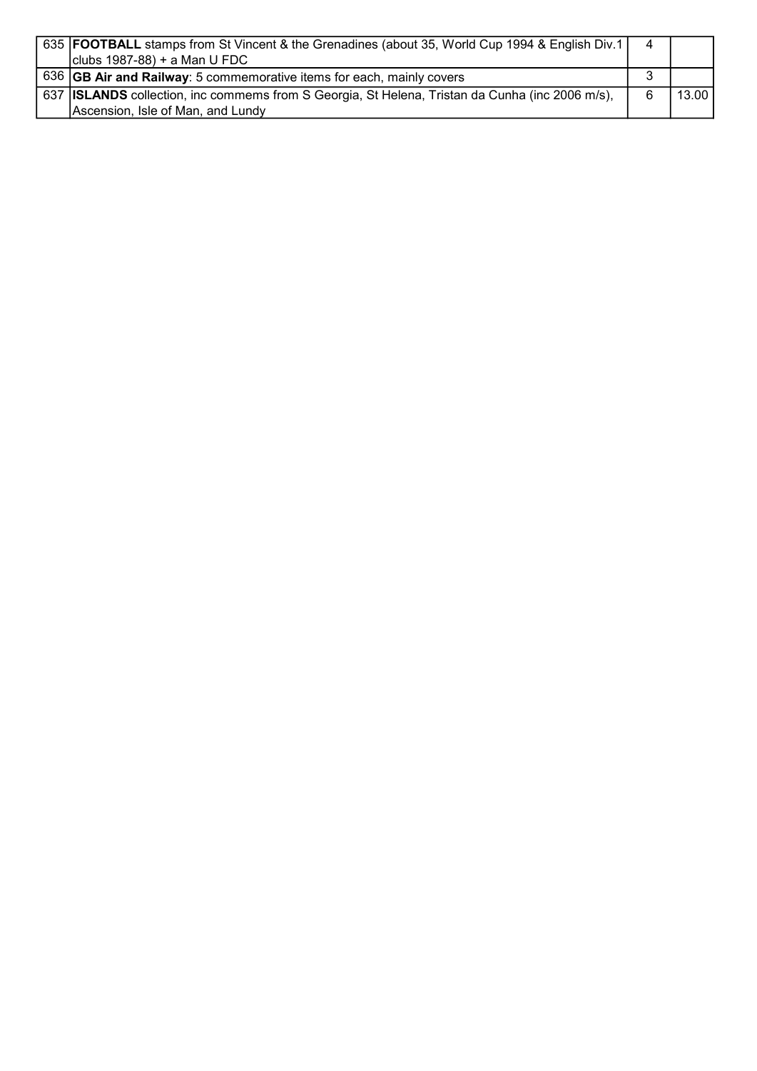| | | | |
|---|---|---|---|
| 635 | **FOOTBALL** stamps from St Vincent & the Grenadines (about 35, World Cup 1994 & English Div.1 clubs 1987-88) + a Man U FDC | 4 | |
| 636 | **GB Air and Railway**: 5 commemorative items for each, mainly covers | 3 | |
| 637 | **ISLANDS** collection, inc commems from S Georgia, St Helena, Tristan da Cunha (inc 2006 m/s), Ascension, Isle of Man, and Lundy | 6 | 13.00 |